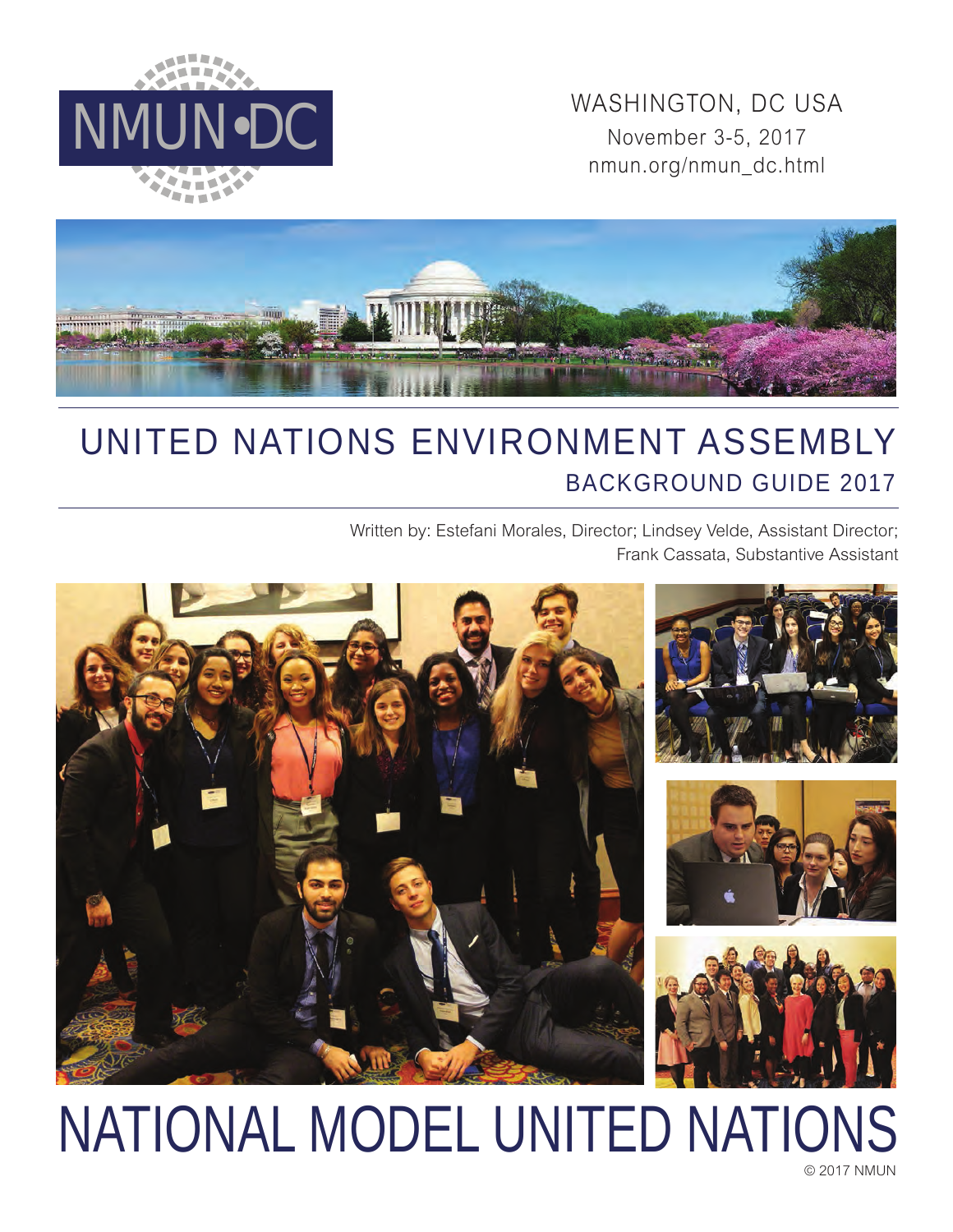NMUN•DC

WASHINGTON, DC USA
November 3-5, 2017
nmun.org/nmun_dc.html

# UNITED NATIONS ENVIRONMENT ASSEMBLY

## BACKGROUND GUIDE 2017

Written by: Estefani Morales, Director; Lindsey Velde, Assistant Director; Frank Cassata, Substantive Assistant

# NATIONAL MODEL UNITED NATIONS

© 2017 NMUN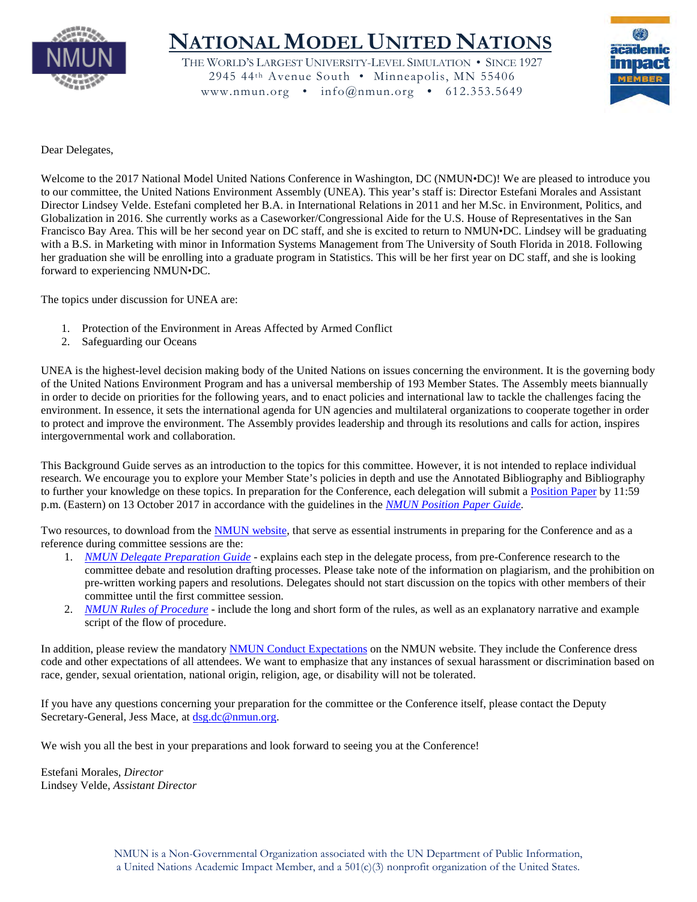# NATIONAL MODEL UNITED NATIONS

THE WORLD'S LARGEST UNIVERSITY-LEVEL SIMULATION • SINCE 1927
2945 44th Avenue South • Minneapolis, MN 55406
www.nmun.org • info@nmun.org • 612.353.5649

Dear Delegates,

Welcome to the 2017 National Model United Nations Conference in Washington, DC (NMUN•DC)! We are pleased to introduce you to our committee, the United Nations Environment Assembly (UNEA). This year's staff is: Director Estefani Morales and Assistant Director Lindsey Velde. Estefani completed her B.A. in International Relations in 2011 and her M.Sc. in Environment, Politics, and Globalization in 2016. She currently works as a Caseworker/Congressional Aide for the U.S. House of Representatives in the San Francisco Bay Area. This will be her second year on DC staff, and she is excited to return to NMUN•DC. Lindsey will be graduating with a B.S. in Marketing with minor in Information Systems Management from The University of South Florida in 2018. Following her graduation she will be enrolling into a graduate program in Statistics. This will be her first year on DC staff, and she is looking forward to experiencing NMUN•DC.

The topics under discussion for UNEA are:

1. Protection of the Environment in Areas Affected by Armed Conflict
2. Safeguarding our Oceans

UNEA is the highest-level decision making body of the United Nations on issues concerning the environment. It is the governing body of the United Nations Environment Program and has a universal membership of 193 Member States. The Assembly meets biannually in order to decide on priorities for the following years, and to enact policies and international law to tackle the challenges facing the environment. In essence, it sets the international agenda for UN agencies and multilateral organizations to cooperate together in order to protect and improve the environment. The Assembly provides leadership and through its resolutions and calls for action, inspires intergovernmental work and collaboration.

This Background Guide serves as an introduction to the topics for this committee. However, it is not intended to replace individual research. We encourage you to explore your Member State's policies in depth and use the Annotated Bibliography and Bibliography to further your knowledge on these topics. In preparation for the Conference, each delegation will submit a Position Paper by 11:59 p.m. (Eastern) on 13 October 2017 in accordance with the guidelines in the *NMUN Position Paper Guide*.

Two resources, to download from the NMUN website, that serve as essential instruments in preparing for the Conference and as a reference during committee sessions are the:

1. *NMUN Delegate Preparation Guide* - explains each step in the delegate process, from pre-Conference research to the committee debate and resolution drafting processes. Please take note of the information on plagiarism, and the prohibition on pre-written working papers and resolutions. Delegates should not start discussion on the topics with other members of their committee until the first committee session.
2. *NMUN Rules of Procedure* - include the long and short form of the rules, as well as an explanatory narrative and example script of the flow of procedure.

In addition, please review the mandatory NMUN Conduct Expectations on the NMUN website. They include the Conference dress code and other expectations of all attendees. We want to emphasize that any instances of sexual harassment or discrimination based on race, gender, sexual orientation, national origin, religion, age, or disability will not be tolerated.

If you have any questions concerning your preparation for the committee or the Conference itself, please contact the Deputy Secretary-General, Jess Mace, at dsg.dc@nmun.org.

We wish you all the best in your preparations and look forward to seeing you at the Conference!

Estefani Morales, *Director*
Lindsey Velde, *Assistant Director*

NMUN is a Non-Governmental Organization associated with the UN Department of Public Information, a United Nations Academic Impact Member, and a 501(c)(3) nonprofit organization of the United States.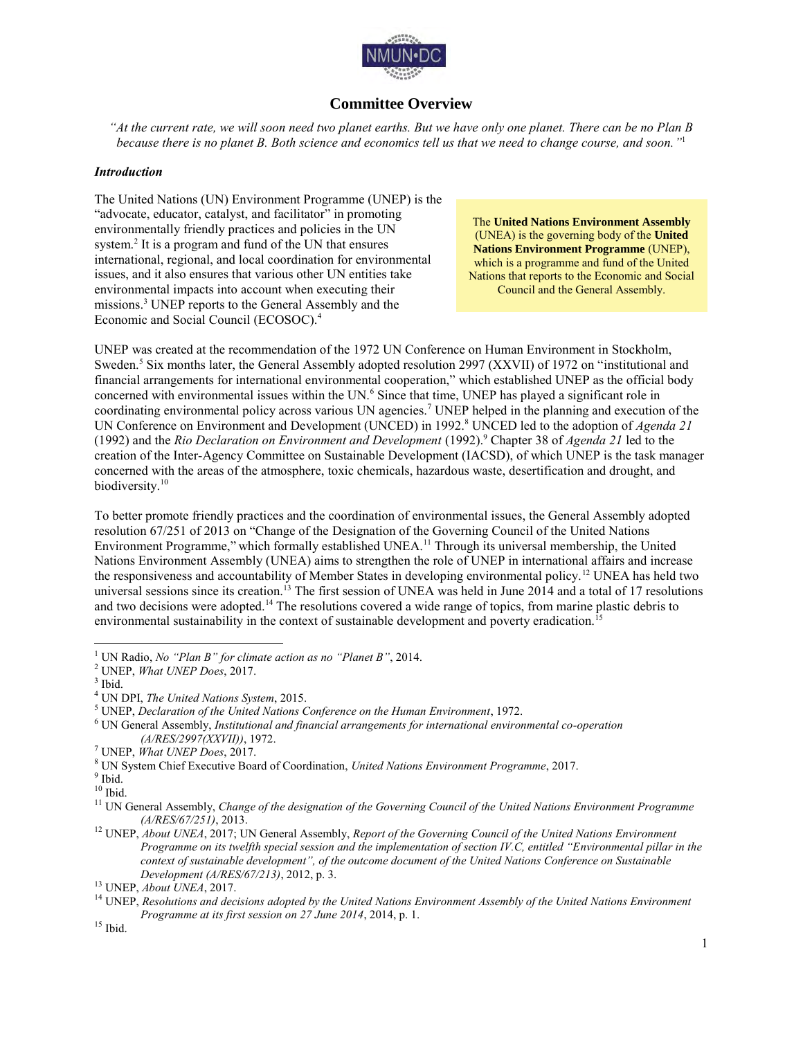# Committee Overview

*"At the current rate, we will soon need two planet earths. But we have only one planet. There can be no Plan B because there is no planet B. Both science and economics tell us that we need to change course, and soon."*[1]

### *Introduction*

The United Nations (UN) Environment Programme (UNEP) is the "advocate, educator, catalyst, and facilitator" in promoting environmentally friendly practices and policies in the UN system.[2] It is a program and fund of the UN that ensures international, regional, and local coordination for environmental issues, and it also ensures that various other UN entities take environmental impacts into account when executing their missions.[3] UNEP reports to the General Assembly and the Economic and Social Council (ECOSOC).[4]

> The **United Nations Environment Assembly** (UNEA) is the governing body of the **United Nations Environment Programme** (UNEP), which is a programme and fund of the United Nations that reports to the Economic and Social Council and the General Assembly.

UNEP was created at the recommendation of the 1972 UN Conference on Human Environment in Stockholm, Sweden.[5] Six months later, the General Assembly adopted resolution 2997 (XXVII) of 1972 on "institutional and financial arrangements for international environmental cooperation," which established UNEP as the official body concerned with environmental issues within the UN.[6] Since that time, UNEP has played a significant role in coordinating environmental policy across various UN agencies.[7] UNEP helped in the planning and execution of the UN Conference on Environment and Development (UNCED) in 1992.[8] UNCED led to the adoption of *Agenda 21* (1992) and the *Rio Declaration on Environment and Development* (1992).[9] Chapter 38 of *Agenda 21* led to the creation of the Inter-Agency Committee on Sustainable Development (IACSD), of which UNEP is the task manager concerned with the areas of the atmosphere, toxic chemicals, hazardous waste, desertification and drought, and biodiversity.[10]

To better promote friendly practices and the coordination of environmental issues, the General Assembly adopted resolution 67/251 of 2013 on "Change of the Designation of the Governing Council of the United Nations Environment Programme," which formally established UNEA.[11] Through its universal membership, the United Nations Environment Assembly (UNEA) aims to strengthen the role of UNEP in international affairs and increase the responsiveness and accountability of Member States in developing environmental policy.[12] UNEA has held two universal sessions since its creation.[13] The first session of UNEA was held in June 2014 and a total of 17 resolutions and two decisions were adopted.[14] The resolutions covered a wide range of topics, from marine plastic debris to environmental sustainability in the context of sustainable development and poverty eradication.[15]

---

[1] UN Radio, *No "Plan B" for climate action as no "Planet B"*, 2014.
[2] UNEP, *What UNEP Does*, 2017.
[3] Ibid.
[4] UN DPI, *The United Nations System*, 2015.
[5] UNEP, *Declaration of the United Nations Conference on the Human Environment*, 1972.
[6] UN General Assembly, *Institutional and financial arrangements for international environmental co-operation (A/RES/2997(XXVII))*, 1972.
[7] UNEP, *What UNEP Does*, 2017.
[8] UN System Chief Executive Board of Coordination, *United Nations Environment Programme*, 2017.
[9] Ibid.
[10] Ibid.
[11] UN General Assembly, *Change of the designation of the Governing Council of the United Nations Environment Programme (A/RES/67/251)*, 2013.
[12] UNEP, *About UNEA*, 2017; UN General Assembly, *Report of the Governing Council of the United Nations Environment Programme on its twelfth special session and the implementation of section IV.C, entitled "Environmental pillar in the context of sustainable development", of the outcome document of the United Nations Conference on Sustainable Development (A/RES/67/213)*, 2012, p. 3.
[13] UNEP, *About UNEA*, 2017.
[14] UNEP, *Resolutions and decisions adopted by the United Nations Environment Assembly of the United Nations Environment Programme at its first session on 27 June 2014*, 2014, p. 1.
[15] Ibid.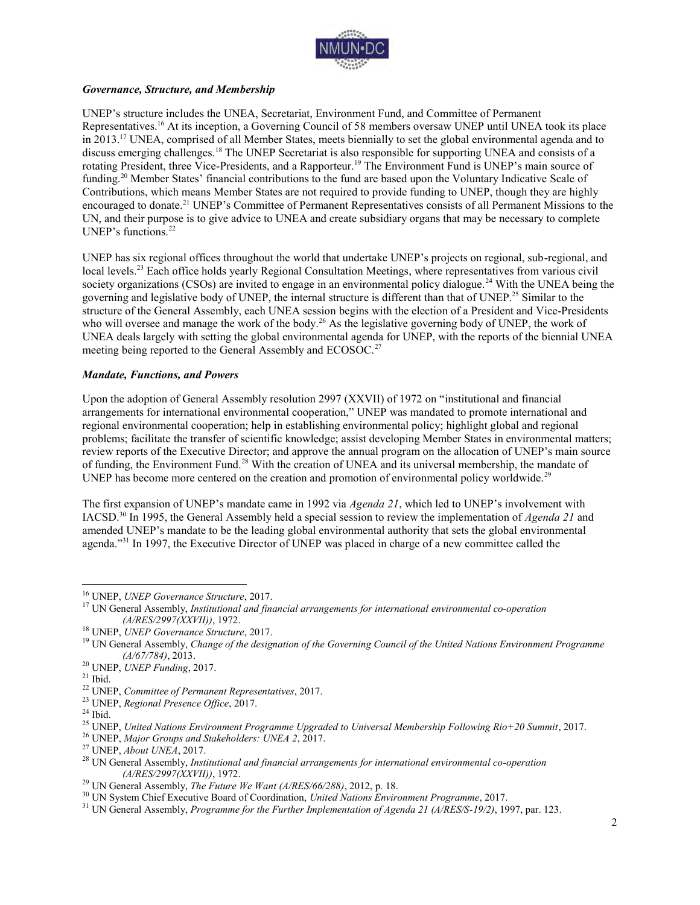### *Governance, Structure, and Membership*

UNEP's structure includes the UNEA, Secretariat, Environment Fund, and Committee of Permanent Representatives.[16] At its inception, a Governing Council of 58 members oversaw UNEP until UNEA took its place in 2013.[17] UNEA, comprised of all Member States, meets biennially to set the global environmental agenda and to discuss emerging challenges.[18] The UNEP Secretariat is also responsible for supporting UNEA and consists of a rotating President, three Vice-Presidents, and a Rapporteur.[19] The Environment Fund is UNEP's main source of funding.[20] Member States' financial contributions to the fund are based upon the Voluntary Indicative Scale of Contributions, which means Member States are not required to provide funding to UNEP, though they are highly encouraged to donate.[21] UNEP's Committee of Permanent Representatives consists of all Permanent Missions to the UN, and their purpose is to give advice to UNEA and create subsidiary organs that may be necessary to complete UNEP's functions.[22]

UNEP has six regional offices throughout the world that undertake UNEP's projects on regional, sub-regional, and local levels.[23] Each office holds yearly Regional Consultation Meetings, where representatives from various civil society organizations (CSOs) are invited to engage in an environmental policy dialogue.[24] With the UNEA being the governing and legislative body of UNEP, the internal structure is different than that of UNEP.[25] Similar to the structure of the General Assembly, each UNEA session begins with the election of a President and Vice-Presidents who will oversee and manage the work of the body.[26] As the legislative governing body of UNEP, the work of UNEA deals largely with setting the global environmental agenda for UNEP, with the reports of the biennial UNEA meeting being reported to the General Assembly and ECOSOC.[27]

### *Mandate, Functions, and Powers*

Upon the adoption of General Assembly resolution 2997 (XXVII) of 1972 on "institutional and financial arrangements for international environmental cooperation," UNEP was mandated to promote international and regional environmental cooperation; help in establishing environmental policy; highlight global and regional problems; facilitate the transfer of scientific knowledge; assist developing Member States in environmental matters; review reports of the Executive Director; and approve the annual program on the allocation of UNEP's main source of funding, the Environment Fund.[28] With the creation of UNEA and its universal membership, the mandate of UNEP has become more centered on the creation and promotion of environmental policy worldwide.[29]

The first expansion of UNEP's mandate came in 1992 via *Agenda 21*, which led to UNEP's involvement with IACSD.[30] In 1995, the General Assembly held a special session to review the implementation of *Agenda 21* and amended UNEP's mandate to be the leading global environmental authority that sets the global environmental agenda."[31] In 1997, the Executive Director of UNEP was placed in charge of a new committee called the

---

[16] UNEP, *UNEP Governance Structure*, 2017.

[17] UN General Assembly, *Institutional and financial arrangements for international environmental co-operation (A/RES/2997(XXVII))*, 1972.

[18] UNEP, *UNEP Governance Structure*, 2017.

[19] UN General Assembly, *Change of the designation of the Governing Council of the United Nations Environment Programme (A/67/784)*, 2013.

[20] UNEP, *UNEP Funding*, 2017.

[21] Ibid.

[22] UNEP, *Committee of Permanent Representatives*, 2017.

[23] UNEP, *Regional Presence Office*, 2017.

[24] Ibid.

[25] UNEP, *United Nations Environment Programme Upgraded to Universal Membership Following Rio+20 Summit*, 2017.

[26] UNEP, *Major Groups and Stakeholders: UNEA 2*, 2017.

[27] UNEP, *About UNEA*, 2017.

[28] UN General Assembly, *Institutional and financial arrangements for international environmental co-operation (A/RES/2997(XXVII))*, 1972.

[29] UN General Assembly, *The Future We Want (A/RES/66/288)*, 2012, p. 18.

[30] UN System Chief Executive Board of Coordination, *United Nations Environment Programme*, 2017.

[31] UN General Assembly, *Programme for the Further Implementation of Agenda 21 (A/RES/S-19/2)*, 1997, par. 123.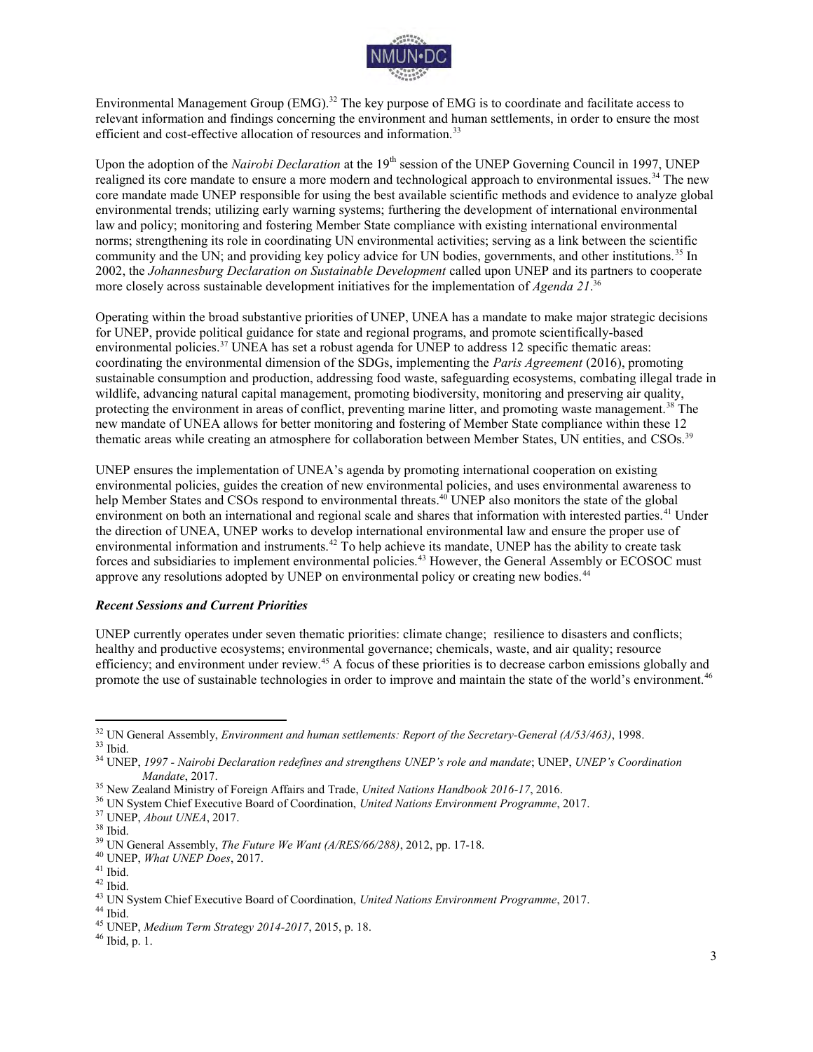Environmental Management Group (EMG).[32] The key purpose of EMG is to coordinate and facilitate access to relevant information and findings concerning the environment and human settlements, in order to ensure the most efficient and cost-effective allocation of resources and information.[33]

Upon the adoption of the *Nairobi Declaration* at the 19th session of the UNEP Governing Council in 1997, UNEP realigned its core mandate to ensure a more modern and technological approach to environmental issues.[34] The new core mandate made UNEP responsible for using the best available scientific methods and evidence to analyze global environmental trends; utilizing early warning systems; furthering the development of international environmental law and policy; monitoring and fostering Member State compliance with existing international environmental norms; strengthening its role in coordinating UN environmental activities; serving as a link between the scientific community and the UN; and providing key policy advice for UN bodies, governments, and other institutions.[35] In 2002, the *Johannesburg Declaration on Sustainable Development* called upon UNEP and its partners to cooperate more closely across sustainable development initiatives for the implementation of *Agenda 21*.[36]

Operating within the broad substantive priorities of UNEP, UNEA has a mandate to make major strategic decisions for UNEP, provide political guidance for state and regional programs, and promote scientifically-based environmental policies.[37] UNEA has set a robust agenda for UNEP to address 12 specific thematic areas: coordinating the environmental dimension of the SDGs, implementing the *Paris Agreement* (2016), promoting sustainable consumption and production, addressing food waste, safeguarding ecosystems, combating illegal trade in wildlife, advancing natural capital management, promoting biodiversity, monitoring and preserving air quality, protecting the environment in areas of conflict, preventing marine litter, and promoting waste management.[38] The new mandate of UNEA allows for better monitoring and fostering of Member State compliance within these 12 thematic areas while creating an atmosphere for collaboration between Member States, UN entities, and CSOs.[39]

UNEP ensures the implementation of UNEA's agenda by promoting international cooperation on existing environmental policies, guides the creation of new environmental policies, and uses environmental awareness to help Member States and CSOs respond to environmental threats.[40] UNEP also monitors the state of the global environment on both an international and regional scale and shares that information with interested parties.[41] Under the direction of UNEA, UNEP works to develop international environmental law and ensure the proper use of environmental information and instruments.[42] To help achieve its mandate, UNEP has the ability to create task forces and subsidiaries to implement environmental policies.[43] However, the General Assembly or ECOSOC must approve any resolutions adopted by UNEP on environmental policy or creating new bodies.[44]

### *Recent Sessions and Current Priorities*

UNEP currently operates under seven thematic priorities: climate change; resilience to disasters and conflicts; healthy and productive ecosystems; environmental governance; chemicals, waste, and air quality; resource efficiency; and environment under review.[45] A focus of these priorities is to decrease carbon emissions globally and promote the use of sustainable technologies in order to improve and maintain the state of the world's environment.[46]

---

[32] UN General Assembly, *Environment and human settlements: Report of the Secretary-General (A/53/463)*, 1998.
[33] Ibid.
[34] UNEP, *1997 - Nairobi Declaration redefines and strengthens UNEP's role and mandate*; UNEP, *UNEP's Coordination Mandate*, 2017.
[35] New Zealand Ministry of Foreign Affairs and Trade, *United Nations Handbook 2016-17*, 2016.
[36] UN System Chief Executive Board of Coordination, *United Nations Environment Programme*, 2017.
[37] UNEP, *About UNEA*, 2017.
[38] Ibid.
[39] UN General Assembly, *The Future We Want (A/RES/66/288)*, 2012, pp. 17-18.
[40] UNEP, *What UNEP Does*, 2017.
[41] Ibid.
[42] Ibid.
[43] UN System Chief Executive Board of Coordination, *United Nations Environment Programme*, 2017.
[44] Ibid.
[45] UNEP, *Medium Term Strategy 2014-2017*, 2015, p. 18.
[46] Ibid, p. 1.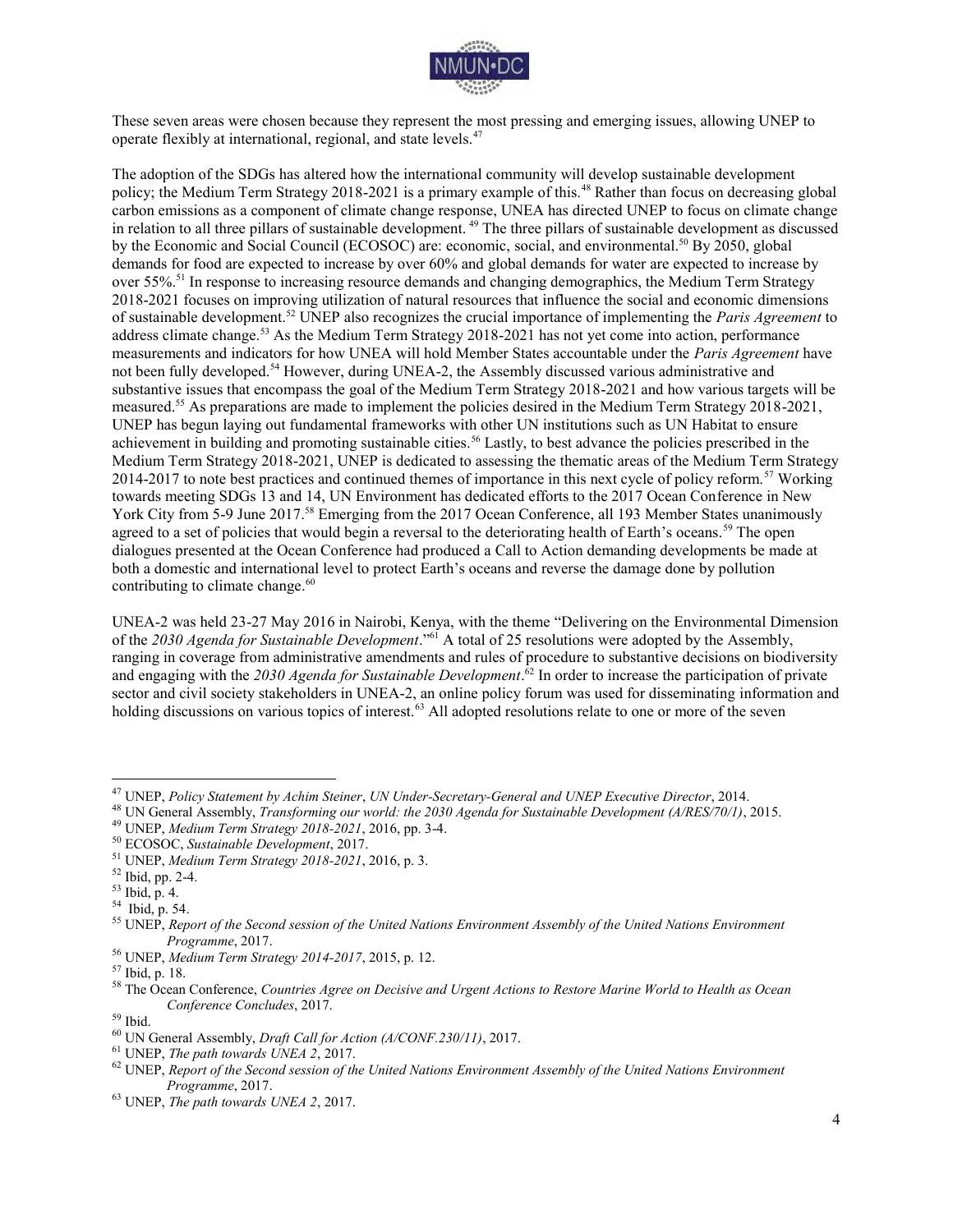These seven areas were chosen because they represent the most pressing and emerging issues, allowing UNEP to operate flexibly at international, regional, and state levels.[47]

The adoption of the SDGs has altered how the international community will develop sustainable development policy; the Medium Term Strategy 2018-2021 is a primary example of this.[48] Rather than focus on decreasing global carbon emissions as a component of climate change response, UNEA has directed UNEP to focus on climate change in relation to all three pillars of sustainable development.[49] The three pillars of sustainable development as discussed by the Economic and Social Council (ECOSOC) are: economic, social, and environmental.[50] By 2050, global demands for food are expected to increase by over 60% and global demands for water are expected to increase by over 55%.[51] In response to increasing resource demands and changing demographics, the Medium Term Strategy 2018-2021 focuses on improving utilization of natural resources that influence the social and economic dimensions of sustainable development.[52] UNEP also recognizes the crucial importance of implementing the *Paris Agreement* to address climate change.[53] As the Medium Term Strategy 2018-2021 has not yet come into action, performance measurements and indicators for how UNEA will hold Member States accountable under the *Paris Agreement* have not been fully developed.[54] However, during UNEA-2, the Assembly discussed various administrative and substantive issues that encompass the goal of the Medium Term Strategy 2018-2021 and how various targets will be measured.[55] As preparations are made to implement the policies desired in the Medium Term Strategy 2018-2021, UNEP has begun laying out fundamental frameworks with other UN institutions such as UN Habitat to ensure achievement in building and promoting sustainable cities.[56] Lastly, to best advance the policies prescribed in the Medium Term Strategy 2018-2021, UNEP is dedicated to assessing the thematic areas of the Medium Term Strategy 2014-2017 to note best practices and continued themes of importance in this next cycle of policy reform.[57] Working towards meeting SDGs 13 and 14, UN Environment has dedicated efforts to the 2017 Ocean Conference in New York City from 5-9 June 2017.[58] Emerging from the 2017 Ocean Conference, all 193 Member States unanimously agreed to a set of policies that would begin a reversal to the deteriorating health of Earth's oceans.[59] The open dialogues presented at the Ocean Conference had produced a Call to Action demanding developments be made at both a domestic and international level to protect Earth's oceans and reverse the damage done by pollution contributing to climate change.[60]

UNEA-2 was held 23-27 May 2016 in Nairobi, Kenya, with the theme "Delivering on the Environmental Dimension of the *2030 Agenda for Sustainable Development*."[61] A total of 25 resolutions were adopted by the Assembly, ranging in coverage from administrative amendments and rules of procedure to substantive decisions on biodiversity and engaging with the *2030 Agenda for Sustainable Development*.[62] In order to increase the participation of private sector and civil society stakeholders in UNEA-2, an online policy forum was used for disseminating information and holding discussions on various topics of interest.[63] All adopted resolutions relate to one or more of the seven

---

[47] UNEP, *Policy Statement by Achim Steiner*, *UN Under-Secretary-General and UNEP Executive Director*, 2014.
[48] UN General Assembly, *Transforming our world: the 2030 Agenda for Sustainable Development (A/RES/70/1)*, 2015.
[49] UNEP, *Medium Term Strategy 2018-2021*, 2016, pp. 3-4.
[50] ECOSOC, *Sustainable Development*, 2017.
[51] UNEP, *Medium Term Strategy 2018-2021*, 2016, p. 3.
[52] Ibid, pp. 2-4.
[53] Ibid, p. 4.
[54] Ibid, p. 54.
[55] UNEP, *Report of the Second session of the United Nations Environment Assembly of the United Nations Environment Programme*, 2017.
[56] UNEP, *Medium Term Strategy 2014-2017*, 2015, p. 12.
[57] Ibid, p. 18.
[58] The Ocean Conference, *Countries Agree on Decisive and Urgent Actions to Restore Marine World to Health as Ocean Conference Concludes*, 2017.
[59] Ibid.
[60] UN General Assembly, *Draft Call for Action (A/CONF.230/11)*, 2017.
[61] UNEP, *The path towards UNEA 2*, 2017.
[62] UNEP, *Report of the Second session of the United Nations Environment Assembly of the United Nations Environment Programme*, 2017.
[63] UNEP, *The path towards UNEA 2*, 2017.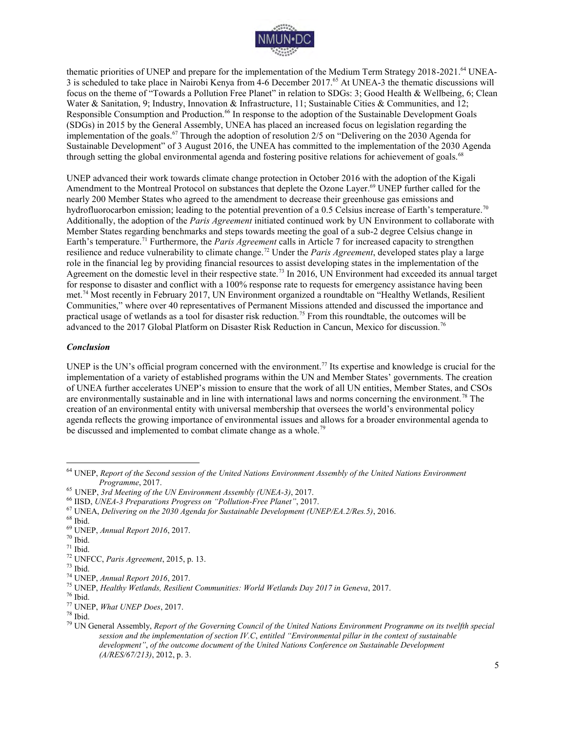thematic priorities of UNEP and prepare for the implementation of the Medium Term Strategy 2018-2021.[64] UNEA-3 is scheduled to take place in Nairobi Kenya from 4-6 December 2017.[65] At UNEA-3 the thematic discussions will focus on the theme of "Towards a Pollution Free Planet" in relation to SDGs: 3; Good Health & Wellbeing, 6; Clean Water & Sanitation, 9; Industry, Innovation & Infrastructure, 11; Sustainable Cities & Communities, and 12; Responsible Consumption and Production.[66] In response to the adoption of the Sustainable Development Goals (SDGs) in 2015 by the General Assembly, UNEA has placed an increased focus on legislation regarding the implementation of the goals.[67] Through the adoption of resolution 2/5 on "Delivering on the 2030 Agenda for Sustainable Development" of 3 August 2016, the UNEA has committed to the implementation of the 2030 Agenda through setting the global environmental agenda and fostering positive relations for achievement of goals.[68]

UNEP advanced their work towards climate change protection in October 2016 with the adoption of the Kigali Amendment to the Montreal Protocol on substances that deplete the Ozone Layer.[69] UNEP further called for the nearly 200 Member States who agreed to the amendment to decrease their greenhouse gas emissions and hydrofluorocarbon emission; leading to the potential prevention of a 0.5 Celsius increase of Earth's temperature.[70] Additionally, the adoption of the *Paris Agreement* initiated continued work by UN Environment to collaborate with Member States regarding benchmarks and steps towards meeting the goal of a sub-2 degree Celsius change in Earth's temperature.[71] Furthermore, the *Paris Agreement* calls in Article 7 for increased capacity to strengthen resilience and reduce vulnerability to climate change.[72] Under the *Paris Agreement*, developed states play a large role in the financial leg by providing financial resources to assist developing states in the implementation of the Agreement on the domestic level in their respective state.[73] In 2016, UN Environment had exceeded its annual target for response to disaster and conflict with a 100% response rate to requests for emergency assistance having been met.[74] Most recently in February 2017, UN Environment organized a roundtable on "Healthy Wetlands, Resilient Communities," where over 40 representatives of Permanent Missions attended and discussed the importance and practical usage of wetlands as a tool for disaster risk reduction.[75] From this roundtable, the outcomes will be advanced to the 2017 Global Platform on Disaster Risk Reduction in Cancun, Mexico for discussion.[76]

### *Conclusion*

UNEP is the UN's official program concerned with the environment.[77] Its expertise and knowledge is crucial for the implementation of a variety of established programs within the UN and Member States' governments. The creation of UNEA further accelerates UNEP's mission to ensure that the work of all UN entities, Member States, and CSOs are environmentally sustainable and in line with international laws and norms concerning the environment.[78] The creation of an environmental entity with universal membership that oversees the world's environmental policy agenda reflects the growing importance of environmental issues and allows for a broader environmental agenda to be discussed and implemented to combat climate change as a whole.[79]

---

[64] UNEP, *Report of the Second session of the United Nations Environment Assembly of the United Nations Environment Programme*, 2017.

[65] UNEP, *3rd Meeting of the UN Environment Assembly (UNEA-3)*, 2017.

[66] IISD, *UNEA-3 Preparations Progress on "Pollution-Free Planet"*, 2017.

[67] UNEA, *Delivering on the 2030 Agenda for Sustainable Development (UNEP/EA.2/Res.5)*, 2016.

[68] Ibid.

[69] UNEP, *Annual Report 2016*, 2017.

[70] Ibid.

[71] Ibid.

[72] UNFCC, *Paris Agreement*, 2015, p. 13.

[73] Ibid.

[74] UNEP, *Annual Report 2016*, 2017.

[75] UNEP, *Healthy Wetlands, Resilient Communities: World Wetlands Day 2017 in Geneva*, 2017.

[76] Ibid.

[77] UNEP, *What UNEP Does*, 2017.

[78] Ibid.

[79] UN General Assembly, *Report of the Governing Council of the United Nations Environment Programme on its twelfth special session and the implementation of section IV.C, entitled "Environmental pillar in the context of sustainable development", of the outcome document of the United Nations Conference on Sustainable Development (A/RES/67/213)*, 2012, p. 3.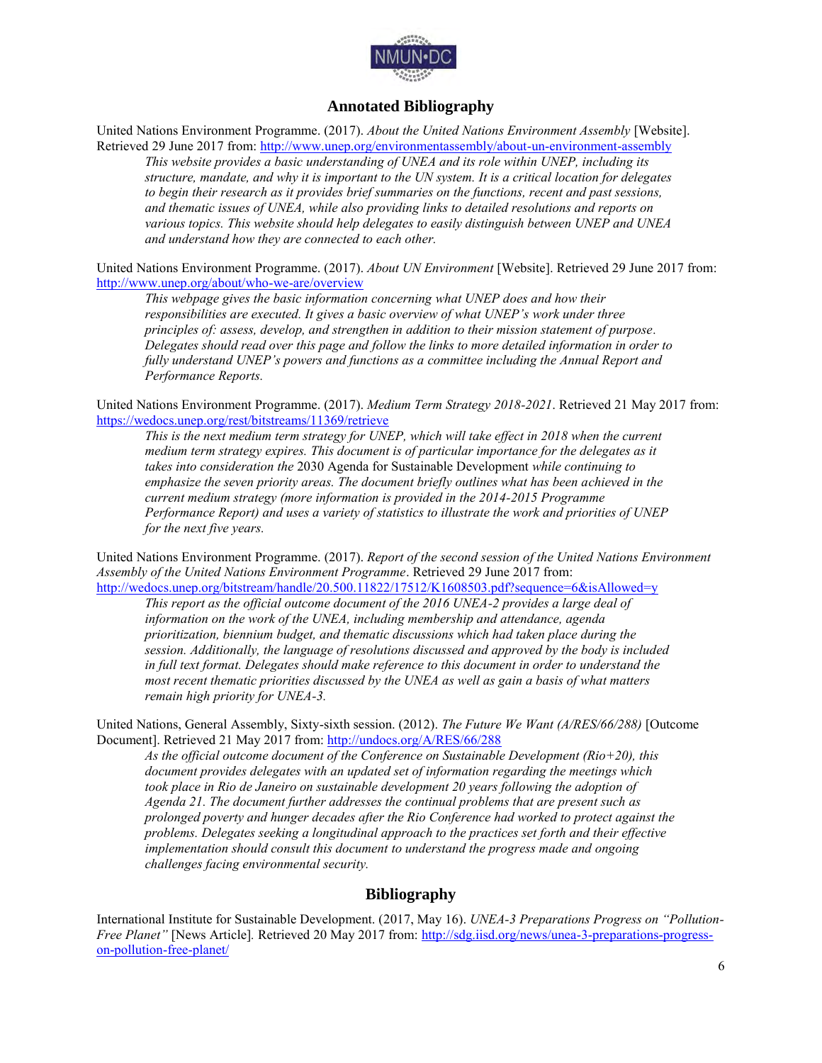## Annotated Bibliography

United Nations Environment Programme. (2017). *About the United Nations Environment Assembly* [Website]. Retrieved 29 June 2017 from: http://www.unep.org/environmentassembly/about-un-environment-assembly

> *This website provides a basic understanding of UNEA and its role within UNEP, including its structure, mandate, and why it is important to the UN system. It is a critical location for delegates to begin their research as it provides brief summaries on the functions, recent and past sessions, and thematic issues of UNEA, while also providing links to detailed resolutions and reports on various topics. This website should help delegates to easily distinguish between UNEP and UNEA and understand how they are connected to each other.*

United Nations Environment Programme. (2017). *About UN Environment* [Website]. Retrieved 29 June 2017 from: http://www.unep.org/about/who-we-are/overview

> *This webpage gives the basic information concerning what UNEP does and how their responsibilities are executed. It gives a basic overview of what UNEP's work under three principles of: assess, develop, and strengthen in addition to their mission statement of purpose. Delegates should read over this page and follow the links to more detailed information in order to fully understand UNEP's powers and functions as a committee including the Annual Report and Performance Reports.*

United Nations Environment Programme. (2017). *Medium Term Strategy 2018-2021*. Retrieved 21 May 2017 from: https://wedocs.unep.org/rest/bitstreams/11369/retrieve

> *This is the next medium term strategy for UNEP, which will take effect in 2018 when the current medium term strategy expires. This document is of particular importance for the delegates as it takes into consideration the* 2030 Agenda for Sustainable Development *while continuing to emphasize the seven priority areas. The document briefly outlines what has been achieved in the current medium strategy (more information is provided in the 2014-2015 Programme Performance Report) and uses a variety of statistics to illustrate the work and priorities of UNEP for the next five years.*

United Nations Environment Programme. (2017). *Report of the second session of the United Nations Environment Assembly of the United Nations Environment Programme*. Retrieved 29 June 2017 from: http://wedocs.unep.org/bitstream/handle/20.500.11822/17512/K1608503.pdf?sequence=6&isAllowed=y

> *This report as the official outcome document of the 2016 UNEA-2 provides a large deal of information on the work of the UNEA, including membership and attendance, agenda prioritization, biennium budget, and thematic discussions which had taken place during the session. Additionally, the language of resolutions discussed and approved by the body is included in full text format. Delegates should make reference to this document in order to understand the most recent thematic priorities discussed by the UNEA as well as gain a basis of what matters remain high priority for UNEA-3.*

United Nations, General Assembly, Sixty-sixth session. (2012). *The Future We Want (A/RES/66/288)* [Outcome Document]. Retrieved 21 May 2017 from: http://undocs.org/A/RES/66/288

> *As the official outcome document of the Conference on Sustainable Development (Rio+20), this document provides delegates with an updated set of information regarding the meetings which took place in Rio de Janeiro on sustainable development 20 years following the adoption of Agenda 21. The document further addresses the continual problems that are present such as prolonged poverty and hunger decades after the Rio Conference had worked to protect against the problems. Delegates seeking a longitudinal approach to the practices set forth and their effective implementation should consult this document to understand the progress made and ongoing challenges facing environmental security.*

## Bibliography

International Institute for Sustainable Development. (2017, May 16). *UNEA-3 Preparations Progress on "Pollution-Free Planet"* [News Article]. Retrieved 20 May 2017 from: http://sdg.iisd.org/news/unea-3-preparations-progress-on-pollution-free-planet/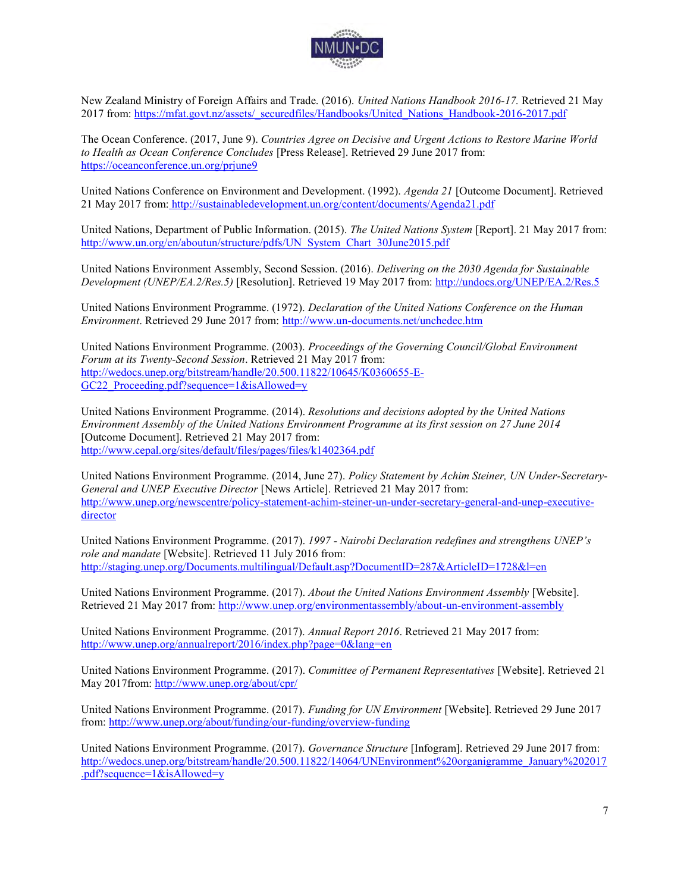New Zealand Ministry of Foreign Affairs and Trade. (2016). *United Nations Handbook 2016-17.* Retrieved 21 May 2017 from: https://mfat.govt.nz/assets/_securedfiles/Handbooks/United_Nations_Handbook-2016-2017.pdf

The Ocean Conference. (2017, June 9). *Countries Agree on Decisive and Urgent Actions to Restore Marine World to Health as Ocean Conference Concludes* [Press Release]. Retrieved 29 June 2017 from: https://oceanconference.un.org/prjune9

United Nations Conference on Environment and Development. (1992). *Agenda 21* [Outcome Document]. Retrieved 21 May 2017 from: http://sustainabledevelopment.un.org/content/documents/Agenda21.pdf

United Nations, Department of Public Information. (2015). *The United Nations System* [Report]. 21 May 2017 from: http://www.un.org/en/aboutun/structure/pdfs/UN_System_Chart_30June2015.pdf

United Nations Environment Assembly, Second Session. (2016). *Delivering on the 2030 Agenda for Sustainable Development (UNEP/EA.2/Res.5)* [Resolution]. Retrieved 19 May 2017 from: http://undocs.org/UNEP/EA.2/Res.5

United Nations Environment Programme. (1972). *Declaration of the United Nations Conference on the Human Environment*. Retrieved 29 June 2017 from: http://www.un-documents.net/unchedec.htm

United Nations Environment Programme. (2003). *Proceedings of the Governing Council/Global Environment Forum at its Twenty-Second Session*. Retrieved 21 May 2017 from: http://wedocs.unep.org/bitstream/handle/20.500.11822/10645/K0360655-E-GC22_Proceeding.pdf?sequence=1&isAllowed=y

United Nations Environment Programme. (2014). *Resolutions and decisions adopted by the United Nations Environment Assembly of the United Nations Environment Programme at its first session on 27 June 2014* [Outcome Document]. Retrieved 21 May 2017 from: http://www.cepal.org/sites/default/files/pages/files/k1402364.pdf

United Nations Environment Programme. (2014, June 27). *Policy Statement by Achim Steiner, UN Under-Secretary-General and UNEP Executive Director* [News Article]. Retrieved 21 May 2017 from: http://www.unep.org/newscentre/policy-statement-achim-steiner-un-under-secretary-general-and-unep-executive-director

United Nations Environment Programme. (2017). *1997 - Nairobi Declaration redefines and strengthens UNEP's role and mandate* [Website]. Retrieved 11 July 2016 from: http://staging.unep.org/Documents.multilingual/Default.asp?DocumentID=287&ArticleID=1728&l=en

United Nations Environment Programme. (2017). *About the United Nations Environment Assembly* [Website]. Retrieved 21 May 2017 from: http://www.unep.org/environmentassembly/about-un-environment-assembly

United Nations Environment Programme. (2017). *Annual Report 2016*. Retrieved 21 May 2017 from: http://www.unep.org/annualreport/2016/index.php?page=0&lang=en

United Nations Environment Programme. (2017). *Committee of Permanent Representatives* [Website]. Retrieved 21 May 2017from: http://www.unep.org/about/cpr/

United Nations Environment Programme. (2017). *Funding for UN Environment* [Website]. Retrieved 29 June 2017 from: http://www.unep.org/about/funding/our-funding/overview-funding

United Nations Environment Programme. (2017). *Governance Structure* [Infogram]. Retrieved 29 June 2017 from: http://wedocs.unep.org/bitstream/handle/20.500.11822/14064/UNEnvironment%20organigramme_January%202017.pdf?sequence=1&isAllowed=y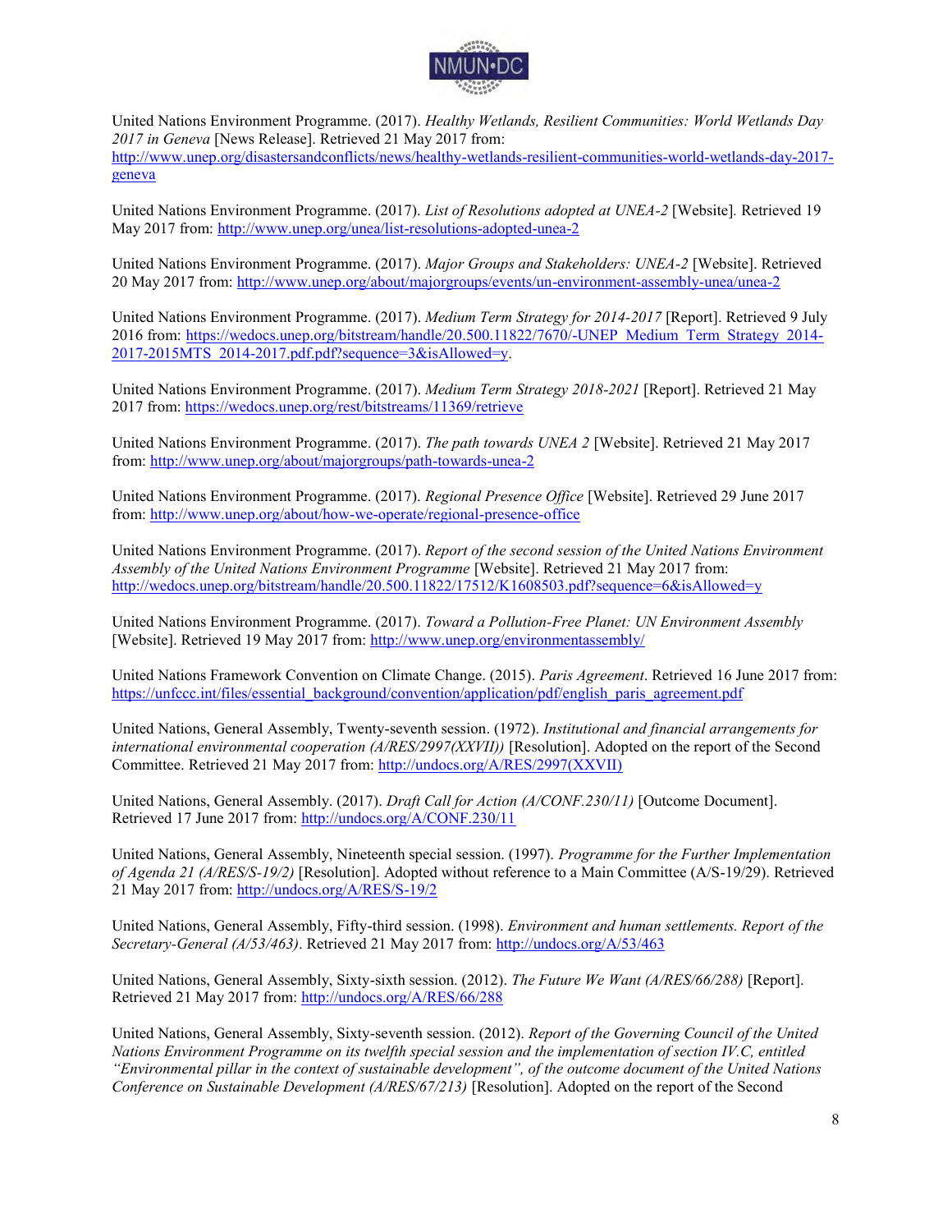United Nations Environment Programme. (2017). *Healthy Wetlands, Resilient Communities: World Wetlands Day 2017 in Geneva* [News Release]. Retrieved 21 May 2017 from: http://www.unep.org/disastersandconflicts/news/healthy-wetlands-resilient-communities-world-wetlands-day-2017-geneva

United Nations Environment Programme. (2017). *List of Resolutions adopted at UNEA-2* [Website]. Retrieved 19 May 2017 from: http://www.unep.org/unea/list-resolutions-adopted-unea-2

United Nations Environment Programme. (2017). *Major Groups and Stakeholders: UNEA-2* [Website]. Retrieved 20 May 2017 from: http://www.unep.org/about/majorgroups/events/un-environment-assembly-unea/unea-2

United Nations Environment Programme. (2017). *Medium Term Strategy for 2014-2017* [Report]. Retrieved 9 July 2016 from: https://wedocs.unep.org/bitstream/handle/20.500.11822/7670/-UNEP_Medium_Term_Strategy_2014-2017-2015MTS_2014-2017.pdf.pdf?sequence=3&isAllowed=y.

United Nations Environment Programme. (2017). *Medium Term Strategy 2018-2021* [Report]. Retrieved 21 May 2017 from: https://wedocs.unep.org/rest/bitstreams/11369/retrieve

United Nations Environment Programme. (2017). *The path towards UNEA 2* [Website]. Retrieved 21 May 2017 from: http://www.unep.org/about/majorgroups/path-towards-unea-2

United Nations Environment Programme. (2017). *Regional Presence Office* [Website]. Retrieved 29 June 2017 from: http://www.unep.org/about/how-we-operate/regional-presence-office

United Nations Environment Programme. (2017). *Report of the second session of the United Nations Environment Assembly of the United Nations Environment Programme* [Website]. Retrieved 21 May 2017 from: http://wedocs.unep.org/bitstream/handle/20.500.11822/17512/K1608503.pdf?sequence=6&isAllowed=y

United Nations Environment Programme. (2017). *Toward a Pollution-Free Planet: UN Environment Assembly* [Website]. Retrieved 19 May 2017 from: http://www.unep.org/environmentassembly/

United Nations Framework Convention on Climate Change. (2015). *Paris Agreement*. Retrieved 16 June 2017 from: https://unfccc.int/files/essential_background/convention/application/pdf/english_paris_agreement.pdf

United Nations, General Assembly, Twenty-seventh session. (1972). *Institutional and financial arrangements for international environmental cooperation (A/RES/2997(XXVII))* [Resolution]. Adopted on the report of the Second Committee. Retrieved 21 May 2017 from: http://undocs.org/A/RES/2997(XXVII)

United Nations, General Assembly. (2017). *Draft Call for Action (A/CONF.230/11)* [Outcome Document]. Retrieved 17 June 2017 from: http://undocs.org/A/CONF.230/11

United Nations, General Assembly, Nineteenth special session. (1997). *Programme for the Further Implementation of Agenda 21 (A/RES/S-19/2)* [Resolution]. Adopted without reference to a Main Committee (A/S-19/29). Retrieved 21 May 2017 from: http://undocs.org/A/RES/S-19/2

United Nations, General Assembly, Fifty-third session. (1998). *Environment and human settlements. Report of the Secretary-General (A/53/463)*. Retrieved 21 May 2017 from: http://undocs.org/A/53/463

United Nations, General Assembly, Sixty-sixth session. (2012). *The Future We Want (A/RES/66/288)* [Report]. Retrieved 21 May 2017 from: http://undocs.org/A/RES/66/288

United Nations, General Assembly, Sixty-seventh session. (2012). *Report of the Governing Council of the United Nations Environment Programme on its twelfth special session and the implementation of section IV.C, entitled "Environmental pillar in the context of sustainable development", of the outcome document of the United Nations Conference on Sustainable Development (A/RES/67/213)* [Resolution]. Adopted on the report of the Second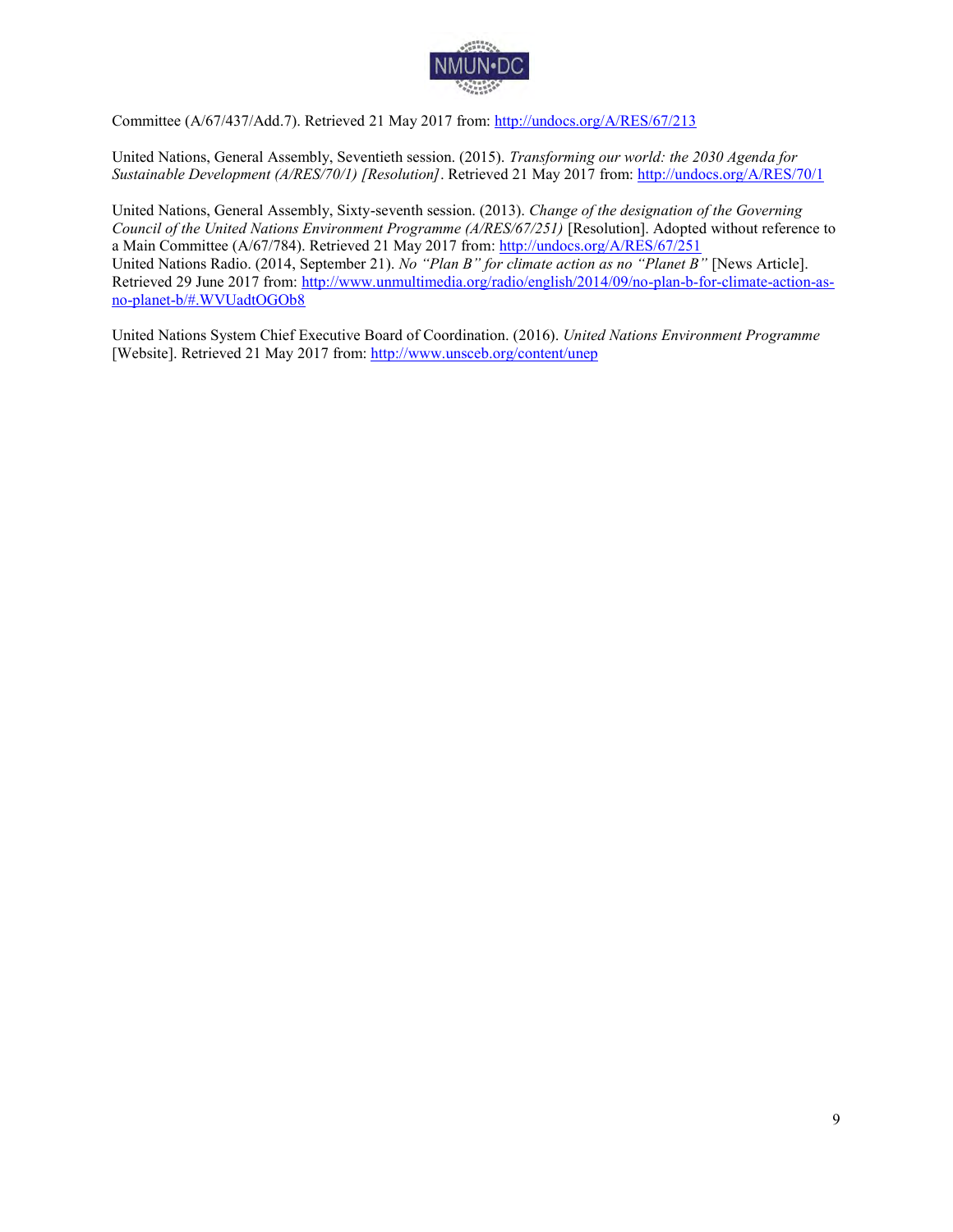Committee (A/67/437/Add.7). Retrieved 21 May 2017 from: http://undocs.org/A/RES/67/213

United Nations, General Assembly, Seventieth session. (2015). *Transforming our world: the 2030 Agenda for Sustainable Development (A/RES/70/1) [Resolution]*. Retrieved 21 May 2017 from: http://undocs.org/A/RES/70/1

United Nations, General Assembly, Sixty-seventh session. (2013). *Change of the designation of the Governing Council of the United Nations Environment Programme (A/RES/67/251)* [Resolution]. Adopted without reference to a Main Committee (A/67/784). Retrieved 21 May 2017 from: http://undocs.org/A/RES/67/251

United Nations Radio. (2014, September 21). *No "Plan B" for climate action as no "Planet B"* [News Article]. Retrieved 29 June 2017 from: http://www.unmultimedia.org/radio/english/2014/09/no-plan-b-for-climate-action-as-no-planet-b/#.WVUadtOGOb8

United Nations System Chief Executive Board of Coordination. (2016). *United Nations Environment Programme* [Website]. Retrieved 21 May 2017 from: http://www.unsceb.org/content/unep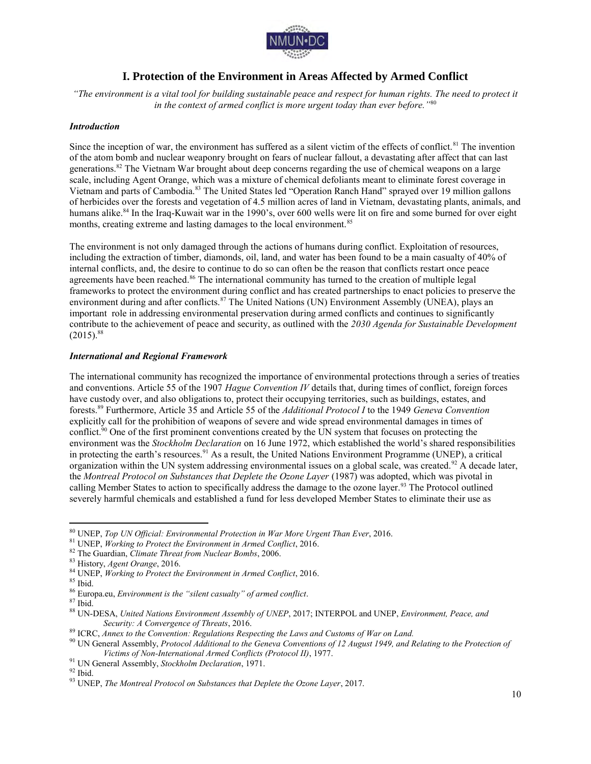## I. Protection of the Environment in Areas Affected by Armed Conflict

*"The environment is a vital tool for building sustainable peace and respect for human rights. The need to protect it in the context of armed conflict is more urgent today than ever before."*[80]

### *Introduction*

Since the inception of war, the environment has suffered as a silent victim of the effects of conflict.[81] The invention of the atom bomb and nuclear weaponry brought on fears of nuclear fallout, a devastating after affect that can last generations.[82] The Vietnam War brought about deep concerns regarding the use of chemical weapons on a large scale, including Agent Orange, which was a mixture of chemical defoliants meant to eliminate forest coverage in Vietnam and parts of Cambodia.[83] The United States led "Operation Ranch Hand" sprayed over 19 million gallons of herbicides over the forests and vegetation of 4.5 million acres of land in Vietnam, devastating plants, animals, and humans alike.[84] In the Iraq-Kuwait war in the 1990's, over 600 wells were lit on fire and some burned for over eight months, creating extreme and lasting damages to the local environment.[85]

The environment is not only damaged through the actions of humans during conflict. Exploitation of resources, including the extraction of timber, diamonds, oil, land, and water has been found to be a main casualty of 40% of internal conflicts, and, the desire to continue to do so can often be the reason that conflicts restart once peace agreements have been reached.[86] The international community has turned to the creation of multiple legal frameworks to protect the environment during conflict and has created partnerships to enact policies to preserve the environment during and after conflicts.[87] The United Nations (UN) Environment Assembly (UNEA), plays an important role in addressing environmental preservation during armed conflicts and continues to significantly contribute to the achievement of peace and security, as outlined with the *2030 Agenda for Sustainable Development* (2015).[88]

### *International and Regional Framework*

The international community has recognized the importance of environmental protections through a series of treaties and conventions. Article 55 of the 1907 *Hague Convention IV* details that, during times of conflict, foreign forces have custody over, and also obligations to, protect their occupying territories, such as buildings, estates, and forests.[89] Furthermore, Article 35 and Article 55 of the *Additional Protocol I* to the 1949 *Geneva Convention* explicitly call for the prohibition of weapons of severe and wide spread environmental damages in times of conflict.[90] One of the first prominent conventions created by the UN system that focuses on protecting the environment was the *Stockholm Declaration* on 16 June 1972, which established the world's shared responsibilities in protecting the earth's resources.[91] As a result, the United Nations Environment Programme (UNEP), a critical organization within the UN system addressing environmental issues on a global scale, was created.[92] A decade later, the *Montreal Protocol on Substances that Deplete the Ozone Layer* (1987) was adopted, which was pivotal in calling Member States to action to specifically address the damage to the ozone layer.[93] The Protocol outlined severely harmful chemicals and established a fund for less developed Member States to eliminate their use as

---

[80] UNEP, *Top UN Official: Environmental Protection in War More Urgent Than Ever*, 2016.

[81] UNEP, *Working to Protect the Environment in Armed Conflict*, 2016.

[82] The Guardian, *Climate Threat from Nuclear Bombs*, 2006.

[83] History, *Agent Orange*, 2016.

[84] UNEP, *Working to Protect the Environment in Armed Conflict*, 2016.

[85] Ibid.

[86] Europa.eu, *Environment is the "silent casualty" of armed conflict*.

[87] Ibid.

[88] UN-DESA, *United Nations Environment Assembly of UNEP*, 2017; INTERPOL and UNEP, *Environment, Peace, and Security: A Convergence of Threats*, 2016.

[89] ICRC, *Annex to the Convention: Regulations Respecting the Laws and Customs of War on Land.*

[90] UN General Assembly, *Protocol Additional to the Geneva Conventions of 12 August 1949, and Relating to the Protection of Victims of Non-International Armed Conflicts (Protocol II)*, 1977.

[91] UN General Assembly, *Stockholm Declaration*, 1971.

[92] Ibid.

[93] UNEP, *The Montreal Protocol on Substances that Deplete the Ozone Layer*, 2017.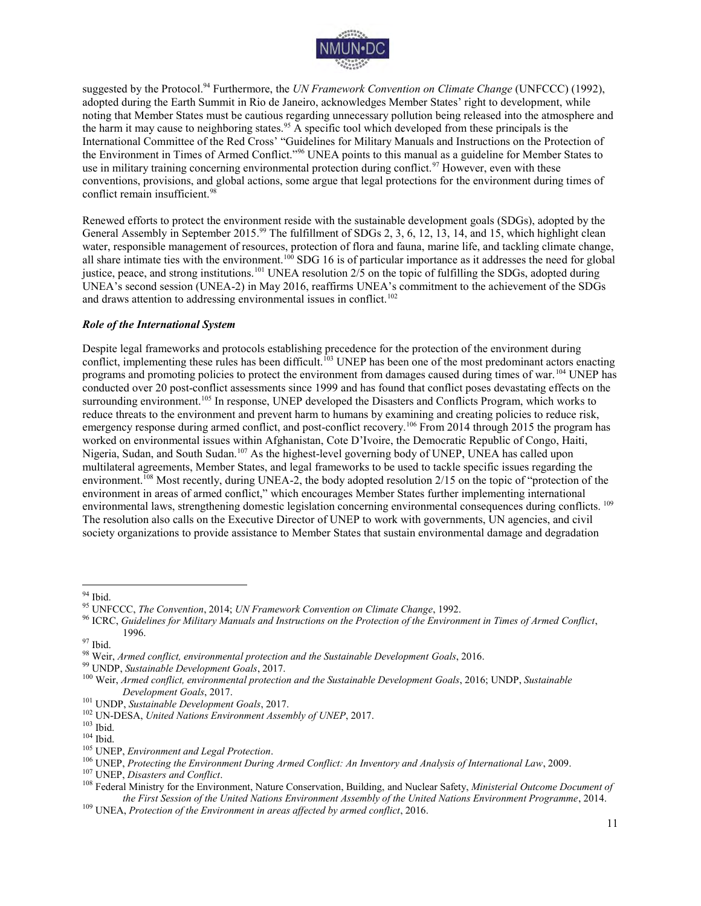suggested by the Protocol.[94] Furthermore, the *UN Framework Convention on Climate Change* (UNFCCC) (1992), adopted during the Earth Summit in Rio de Janeiro, acknowledges Member States' right to development, while noting that Member States must be cautious regarding unnecessary pollution being released into the atmosphere and the harm it may cause to neighboring states.[95] A specific tool which developed from these principals is the International Committee of the Red Cross' "Guidelines for Military Manuals and Instructions on the Protection of the Environment in Times of Armed Conflict."[96] UNEA points to this manual as a guideline for Member States to use in military training concerning environmental protection during conflict.[97] However, even with these conventions, provisions, and global actions, some argue that legal protections for the environment during times of conflict remain insufficient.[98]

Renewed efforts to protect the environment reside with the sustainable development goals (SDGs), adopted by the General Assembly in September 2015.[99] The fulfillment of SDGs 2, 3, 6, 12, 13, 14, and 15, which highlight clean water, responsible management of resources, protection of flora and fauna, marine life, and tackling climate change, all share intimate ties with the environment.[100] SDG 16 is of particular importance as it addresses the need for global justice, peace, and strong institutions.[101] UNEA resolution 2/5 on the topic of fulfilling the SDGs, adopted during UNEA's second session (UNEA-2) in May 2016, reaffirms UNEA's commitment to the achievement of the SDGs and draws attention to addressing environmental issues in conflict.[102]

### *Role of the International System*

Despite legal frameworks and protocols establishing precedence for the protection of the environment during conflict, implementing these rules has been difficult.[103] UNEP has been one of the most predominant actors enacting programs and promoting policies to protect the environment from damages caused during times of war.[104] UNEP has conducted over 20 post-conflict assessments since 1999 and has found that conflict poses devastating effects on the surrounding environment.[105] In response, UNEP developed the Disasters and Conflicts Program, which works to reduce threats to the environment and prevent harm to humans by examining and creating policies to reduce risk, emergency response during armed conflict, and post-conflict recovery.[106] From 2014 through 2015 the program has worked on environmental issues within Afghanistan, Cote D'Ivoire, the Democratic Republic of Congo, Haiti, Nigeria, Sudan, and South Sudan.[107] As the highest-level governing body of UNEP, UNEA has called upon multilateral agreements, Member States, and legal frameworks to be used to tackle specific issues regarding the environment.[108] Most recently, during UNEA-2, the body adopted resolution 2/15 on the topic of "protection of the environment in areas of armed conflict," which encourages Member States further implementing international environmental laws, strengthening domestic legislation concerning environmental consequences during conflicts.[109] The resolution also calls on the Executive Director of UNEP to work with governments, UN agencies, and civil society organizations to provide assistance to Member States that sustain environmental damage and degradation

---

[94] Ibid.

[95] UNFCCC, *The Convention*, 2014; *UN Framework Convention on Climate Change*, 1992.

[96] ICRC, *Guidelines for Military Manuals and Instructions on the Protection of the Environment in Times of Armed Conflict*, 1996.

[97] Ibid.

[98] Weir, *Armed conflict, environmental protection and the Sustainable Development Goals*, 2016.

[99] UNDP, *Sustainable Development Goals*, 2017.

[100] Weir, *Armed conflict, environmental protection and the Sustainable Development Goals*, 2016; UNDP, *Sustainable Development Goals*, 2017.

[101] UNDP, *Sustainable Development Goals*, 2017.

[102] UN-DESA, *United Nations Environment Assembly of UNEP*, 2017.

[103] Ibid.

[104] Ibid.

[105] UNEP, *Environment and Legal Protection*.

[106] UNEP, *Protecting the Environment During Armed Conflict: An Inventory and Analysis of International Law*, 2009.

[107] UNEP, *Disasters and Conflict*.

[108] Federal Ministry for the Environment, Nature Conservation, Building, and Nuclear Safety, *Ministerial Outcome Document of the First Session of the United Nations Environment Assembly of the United Nations Environment Programme*, 2014.

[109] UNEA, *Protection of the Environment in areas affected by armed conflict*, 2016.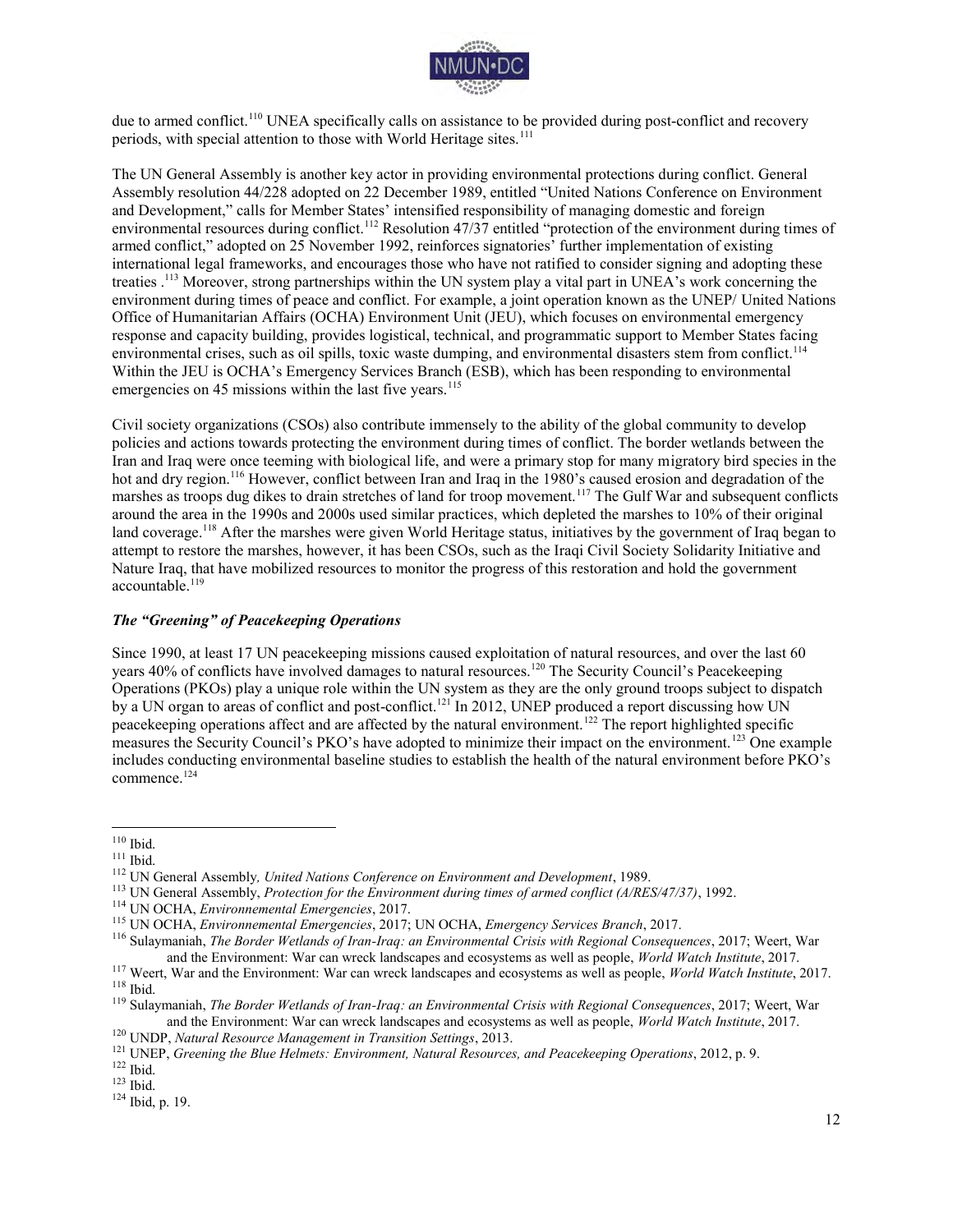due to armed conflict.[110] UNEA specifically calls on assistance to be provided during post-conflict and recovery periods, with special attention to those with World Heritage sites.[111]

The UN General Assembly is another key actor in providing environmental protections during conflict. General Assembly resolution 44/228 adopted on 22 December 1989, entitled "United Nations Conference on Environment and Development," calls for Member States' intensified responsibility of managing domestic and foreign environmental resources during conflict.[112] Resolution 47/37 entitled "protection of the environment during times of armed conflict," adopted on 25 November 1992, reinforces signatories' further implementation of existing international legal frameworks, and encourages those who have not ratified to consider signing and adopting these treaties .[113] Moreover, strong partnerships within the UN system play a vital part in UNEA's work concerning the environment during times of peace and conflict. For example, a joint operation known as the UNEP/ United Nations Office of Humanitarian Affairs (OCHA) Environment Unit (JEU), which focuses on environmental emergency response and capacity building, provides logistical, technical, and programmatic support to Member States facing environmental crises, such as oil spills, toxic waste dumping, and environmental disasters stem from conflict.[114] Within the JEU is OCHA's Emergency Services Branch (ESB), which has been responding to environmental emergencies on 45 missions within the last five years.[115]

Civil society organizations (CSOs) also contribute immensely to the ability of the global community to develop policies and actions towards protecting the environment during times of conflict. The border wetlands between the Iran and Iraq were once teeming with biological life, and were a primary stop for many migratory bird species in the hot and dry region.[116] However, conflict between Iran and Iraq in the 1980's caused erosion and degradation of the marshes as troops dug dikes to drain stretches of land for troop movement.[117] The Gulf War and subsequent conflicts around the area in the 1990s and 2000s used similar practices, which depleted the marshes to 10% of their original land coverage.[118] After the marshes were given World Heritage status, initiatives by the government of Iraq began to attempt to restore the marshes, however, it has been CSOs, such as the Iraqi Civil Society Solidarity Initiative and Nature Iraq, that have mobilized resources to monitor the progress of this restoration and hold the government accountable.[119]

### *The "Greening" of Peacekeeping Operations*

Since 1990, at least 17 UN peacekeeping missions caused exploitation of natural resources, and over the last 60 years 40% of conflicts have involved damages to natural resources.[120] The Security Council's Peacekeeping Operations (PKOs) play a unique role within the UN system as they are the only ground troops subject to dispatch by a UN organ to areas of conflict and post-conflict.[121] In 2012, UNEP produced a report discussing how UN peacekeeping operations affect and are affected by the natural environment.[122] The report highlighted specific measures the Security Council's PKO's have adopted to minimize their impact on the environment.[123] One example includes conducting environmental baseline studies to establish the health of the natural environment before PKO's commence.[124]

---

[110] Ibid.
[111] Ibid.
[112] UN General Assembly, *United Nations Conference on Environment and Development*, 1989.
[113] UN General Assembly, *Protection for the Environment during times of armed conflict (A/RES/47/37)*, 1992.
[114] UN OCHA, *Environnemental Emergencies*, 2017.
[115] UN OCHA, *Environnemental Emergencies*, 2017; UN OCHA, *Emergency Services Branch*, 2017.
[116] Sulaymaniah, *The Border Wetlands of Iran-Iraq: an Environmental Crisis with Regional Consequences*, 2017; Weert, War and the Environment: War can wreck landscapes and ecosystems as well as people, *World Watch Institute*, 2017.
[117] Weert, War and the Environment: War can wreck landscapes and ecosystems as well as people, *World Watch Institute*, 2017.
[118] Ibid.
[119] Sulaymaniah, *The Border Wetlands of Iran-Iraq: an Environmental Crisis with Regional Consequences*, 2017; Weert, War and the Environment: War can wreck landscapes and ecosystems as well as people, *World Watch Institute*, 2017.
[120] UNDP, *Natural Resource Management in Transition Settings*, 2013.
[121] UNEP, *Greening the Blue Helmets: Environment, Natural Resources, and Peacekeeping Operations*, 2012, p. 9.
[122] Ibid.
[123] Ibid.
[124] Ibid, p. 19.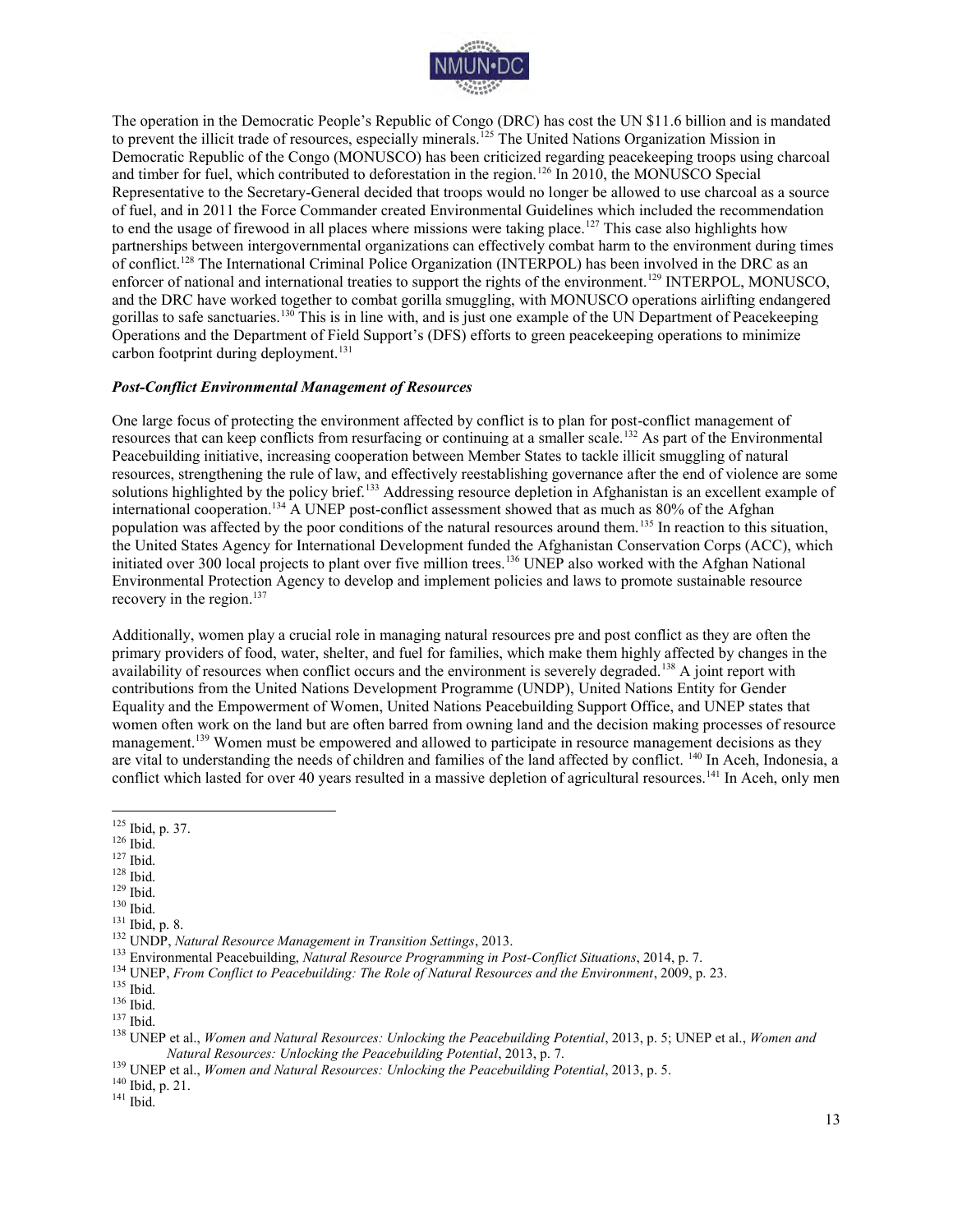The operation in the Democratic People's Republic of Congo (DRC) has cost the UN $11.6 billion and is mandated to prevent the illicit trade of resources, especially minerals.[125] The United Nations Organization Mission in Democratic Republic of the Congo (MONUSCO) has been criticized regarding peacekeeping troops using charcoal and timber for fuel, which contributed to deforestation in the region.[126] In 2010, the MONUSCO Special Representative to the Secretary-General decided that troops would no longer be allowed to use charcoal as a source of fuel, and in 2011 the Force Commander created Environmental Guidelines which included the recommendation to end the usage of firewood in all places where missions were taking place.[127] This case also highlights how partnerships between intergovernmental organizations can effectively combat harm to the environment during times of conflict.[128] The International Criminal Police Organization (INTERPOL) has been involved in the DRC as an enforcer of national and international treaties to support the rights of the environment.[129] INTERPOL, MONUSCO, and the DRC have worked together to combat gorilla smuggling, with MONUSCO operations airlifting endangered gorillas to safe sanctuaries.[130] This is in line with, and is just one example of the UN Department of Peacekeeping Operations and the Department of Field Support's (DFS) efforts to green peacekeeping operations to minimize carbon footprint during deployment.[131]

### *Post-Conflict Environmental Management of Resources*

One large focus of protecting the environment affected by conflict is to plan for post-conflict management of resources that can keep conflicts from resurfacing or continuing at a smaller scale.[132] As part of the Environmental Peacebuilding initiative, increasing cooperation between Member States to tackle illicit smuggling of natural resources, strengthening the rule of law, and effectively reestablishing governance after the end of violence are some solutions highlighted by the policy brief.[133] Addressing resource depletion in Afghanistan is an excellent example of international cooperation.[134] A UNEP post-conflict assessment showed that as much as 80% of the Afghan population was affected by the poor conditions of the natural resources around them.[135] In reaction to this situation, the United States Agency for International Development funded the Afghanistan Conservation Corps (ACC), which initiated over 300 local projects to plant over five million trees.[136] UNEP also worked with the Afghan National Environmental Protection Agency to develop and implement policies and laws to promote sustainable resource recovery in the region.[137]

Additionally, women play a crucial role in managing natural resources pre and post conflict as they are often the primary providers of food, water, shelter, and fuel for families, which make them highly affected by changes in the availability of resources when conflict occurs and the environment is severely degraded.[138] A joint report with contributions from the United Nations Development Programme (UNDP), United Nations Entity for Gender Equality and the Empowerment of Women, United Nations Peacebuilding Support Office, and UNEP states that women often work on the land but are often barred from owning land and the decision making processes of resource management.[139] Women must be empowered and allowed to participate in resource management decisions as they are vital to understanding the needs of children and families of the land affected by conflict. [140] In Aceh, Indonesia, a conflict which lasted for over 40 years resulted in a massive depletion of agricultural resources.[141] In Aceh, only men

---

[125] Ibid, p. 37.
[126] Ibid.
[127] Ibid.
[128] Ibid.
[129] Ibid.
[130] Ibid.
[131] Ibid, p. 8.
[132] UNDP, *Natural Resource Management in Transition Settings*, 2013.
[133] Environmental Peacebuilding, *Natural Resource Programming in Post-Conflict Situations*, 2014, p. 7.
[134] UNEP, *From Conflict to Peacebuilding: The Role of Natural Resources and the Environment*, 2009, p. 23.
[135] Ibid.
[136] Ibid.
[137] Ibid.
[138] UNEP et al., *Women and Natural Resources: Unlocking the Peacebuilding Potential*, 2013, p. 5; UNEP et al., *Women and Natural Resources: Unlocking the Peacebuilding Potential*, 2013, p. 7.
[139] UNEP et al., *Women and Natural Resources: Unlocking the Peacebuilding Potential*, 2013, p. 5.
[140] Ibid, p. 21.
[141] Ibid.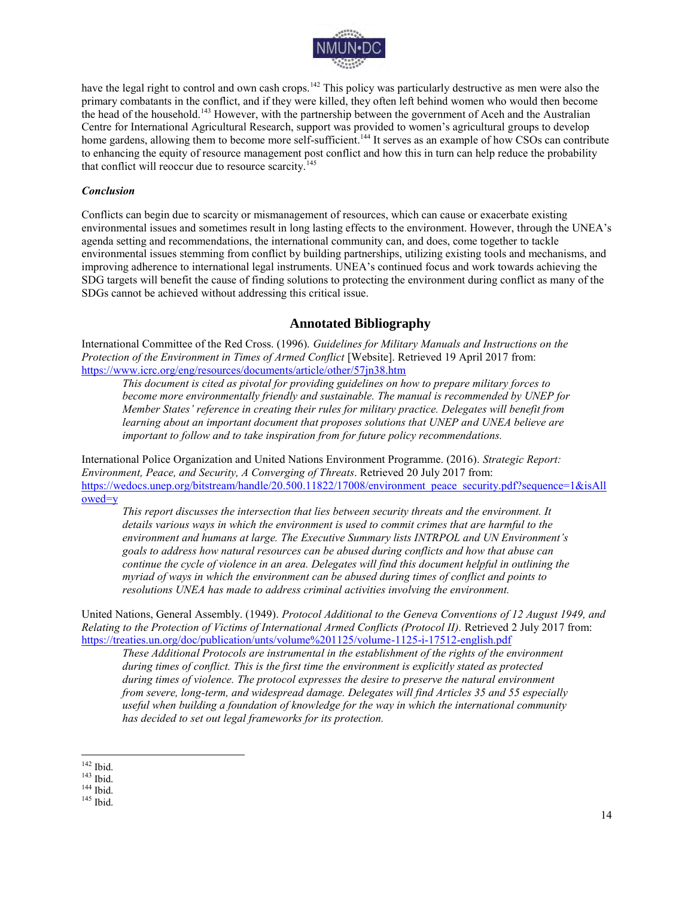have the legal right to control and own cash crops.[142] This policy was particularly destructive as men were also the primary combatants in the conflict, and if they were killed, they often left behind women who would then become the head of the household.[143] However, with the partnership between the government of Aceh and the Australian Centre for International Agricultural Research, support was provided to women's agricultural groups to develop home gardens, allowing them to become more self-sufficient.[144] It serves as an example of how CSOs can contribute to enhancing the equity of resource management post conflict and how this in turn can help reduce the probability that conflict will reoccur due to resource scarcity.[145]

### *Conclusion*

Conflicts can begin due to scarcity or mismanagement of resources, which can cause or exacerbate existing environmental issues and sometimes result in long lasting effects to the environment. However, through the UNEA's agenda setting and recommendations, the international community can, and does, come together to tackle environmental issues stemming from conflict by building partnerships, utilizing existing tools and mechanisms, and improving adherence to international legal instruments. UNEA's continued focus and work towards achieving the SDG targets will benefit the cause of finding solutions to protecting the environment during conflict as many of the SDGs cannot be achieved without addressing this critical issue.

## Annotated Bibliography

International Committee of the Red Cross. (1996). *Guidelines for Military Manuals and Instructions on the Protection of the Environment in Times of Armed Conflict* [Website]. Retrieved 19 April 2017 from: https://www.icrc.org/eng/resources/documents/article/other/57jn38.htm

> *This document is cited as pivotal for providing guidelines on how to prepare military forces to become more environmentally friendly and sustainable. The manual is recommended by UNEP for Member States' reference in creating their rules for military practice. Delegates will benefit from learning about an important document that proposes solutions that UNEP and UNEA believe are important to follow and to take inspiration from for future policy recommendations.*

International Police Organization and United Nations Environment Programme. (2016). *Strategic Report: Environment, Peace, and Security, A Converging of Threats*. Retrieved 20 July 2017 from: https://wedocs.unep.org/bitstream/handle/20.500.11822/17008/environment_peace_security.pdf?sequence=1&isAllowed=y

> *This report discusses the intersection that lies between security threats and the environment. It details various ways in which the environment is used to commit crimes that are harmful to the environment and humans at large. The Executive Summary lists INTRPOL and UN Environment's goals to address how natural resources can be abused during conflicts and how that abuse can continue the cycle of violence in an area. Delegates will find this document helpful in outlining the myriad of ways in which the environment can be abused during times of conflict and points to resolutions UNEA has made to address criminal activities involving the environment.*

United Nations, General Assembly. (1949). *Protocol Additional to the Geneva Conventions of 12 August 1949, and Relating to the Protection of Victims of International Armed Conflicts (Protocol II)*. Retrieved 2 July 2017 from: https://treaties.un.org/doc/publication/unts/volume%201125/volume-1125-i-17512-english.pdf

> *These Additional Protocols are instrumental in the establishment of the rights of the environment during times of conflict. This is the first time the environment is explicitly stated as protected during times of violence. The protocol expresses the desire to preserve the natural environment from severe, long-term, and widespread damage. Delegates will find Articles 35 and 55 especially useful when building a foundation of knowledge for the way in which the international community has decided to set out legal frameworks for its protection.*

---

[142] Ibid.
[143] Ibid.
[144] Ibid.
[145] Ibid.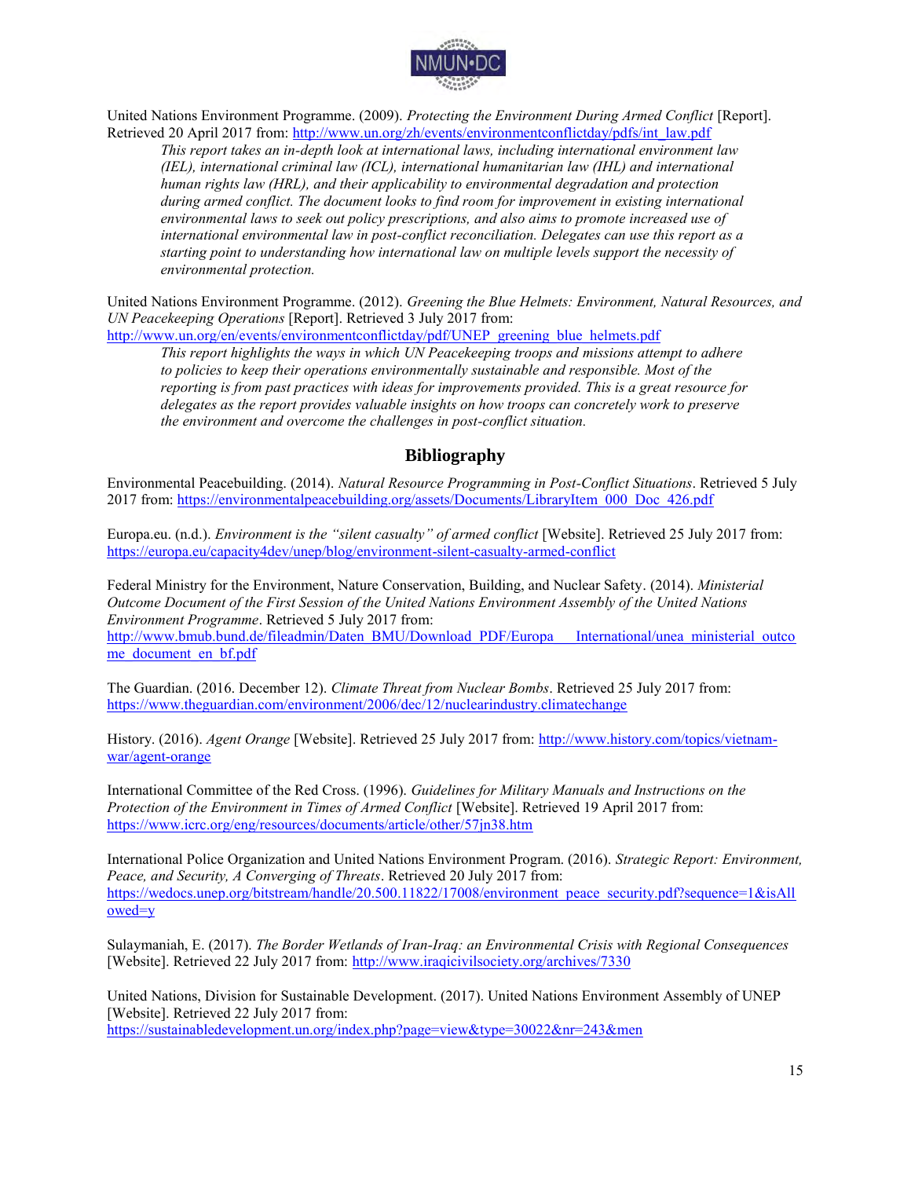United Nations Environment Programme. (2009). *Protecting the Environment During Armed Conflict* [Report]. Retrieved 20 April 2017 from: http://www.un.org/zh/events/environmentconflictday/pdfs/int_law.pdf

> *This report takes an in-depth look at international laws, including international environment law (IEL), international criminal law (ICL), international humanitarian law (IHL) and international human rights law (HRL), and their applicability to environmental degradation and protection during armed conflict. The document looks to find room for improvement in existing international environmental laws to seek out policy prescriptions, and also aims to promote increased use of international environmental law in post-conflict reconciliation. Delegates can use this report as a starting point to understanding how international law on multiple levels support the necessity of environmental protection.*

United Nations Environment Programme. (2012). *Greening the Blue Helmets: Environment, Natural Resources, and UN Peacekeeping Operations* [Report]. Retrieved 3 July 2017 from: http://www.un.org/en/events/environmentconflictday/pdf/UNEP_greening_blue_helmets.pdf

> *This report highlights the ways in which UN Peacekeeping troops and missions attempt to adhere to policies to keep their operations environmentally sustainable and responsible. Most of the reporting is from past practices with ideas for improvements provided. This is a great resource for delegates as the report provides valuable insights on how troops can concretely work to preserve the environment and overcome the challenges in post-conflict situation.*

## Bibliography

Environmental Peacebuilding. (2014). *Natural Resource Programming in Post-Conflict Situations*. Retrieved 5 July 2017 from: https://environmentalpeacebuilding.org/assets/Documents/LibraryItem_000_Doc_426.pdf

Europa.eu. (n.d.). *Environment is the "silent casualty" of armed conflict* [Website]. Retrieved 25 July 2017 from: https://europa.eu/capacity4dev/unep/blog/environment-silent-casualty-armed-conflict

Federal Ministry for the Environment, Nature Conservation, Building, and Nuclear Safety. (2014). *Ministerial Outcome Document of the First Session of the United Nations Environment Assembly of the United Nations Environment Programme*. Retrieved 5 July 2017 from: http://www.bmub.bund.de/fileadmin/Daten_BMU/Download_PDF/Europa___International/unea_ministerial_outcome_document_en_bf.pdf

The Guardian. (2016. December 12). *Climate Threat from Nuclear Bombs*. Retrieved 25 July 2017 from: https://www.theguardian.com/environment/2006/dec/12/nuclearindustry.climatechange

History. (2016). *Agent Orange* [Website]. Retrieved 25 July 2017 from: http://www.history.com/topics/vietnam-war/agent-orange

International Committee of the Red Cross. (1996). *Guidelines for Military Manuals and Instructions on the Protection of the Environment in Times of Armed Conflict* [Website]. Retrieved 19 April 2017 from: https://www.icrc.org/eng/resources/documents/article/other/57jn38.htm

International Police Organization and United Nations Environment Program. (2016). *Strategic Report: Environment, Peace, and Security, A Converging of Threats*. Retrieved 20 July 2017 from: https://wedocs.unep.org/bitstream/handle/20.500.11822/17008/environment_peace_security.pdf?sequence=1&isAllowed=y

Sulaymaniah, E. (2017). *The Border Wetlands of Iran-Iraq: an Environmental Crisis with Regional Consequences* [Website]. Retrieved 22 July 2017 from: http://www.iraqicivilsociety.org/archives/7330

United Nations, Division for Sustainable Development. (2017). United Nations Environment Assembly of UNEP [Website]. Retrieved 22 July 2017 from: https://sustainabledevelopment.un.org/index.php?page=view&type=30022&nr=243&men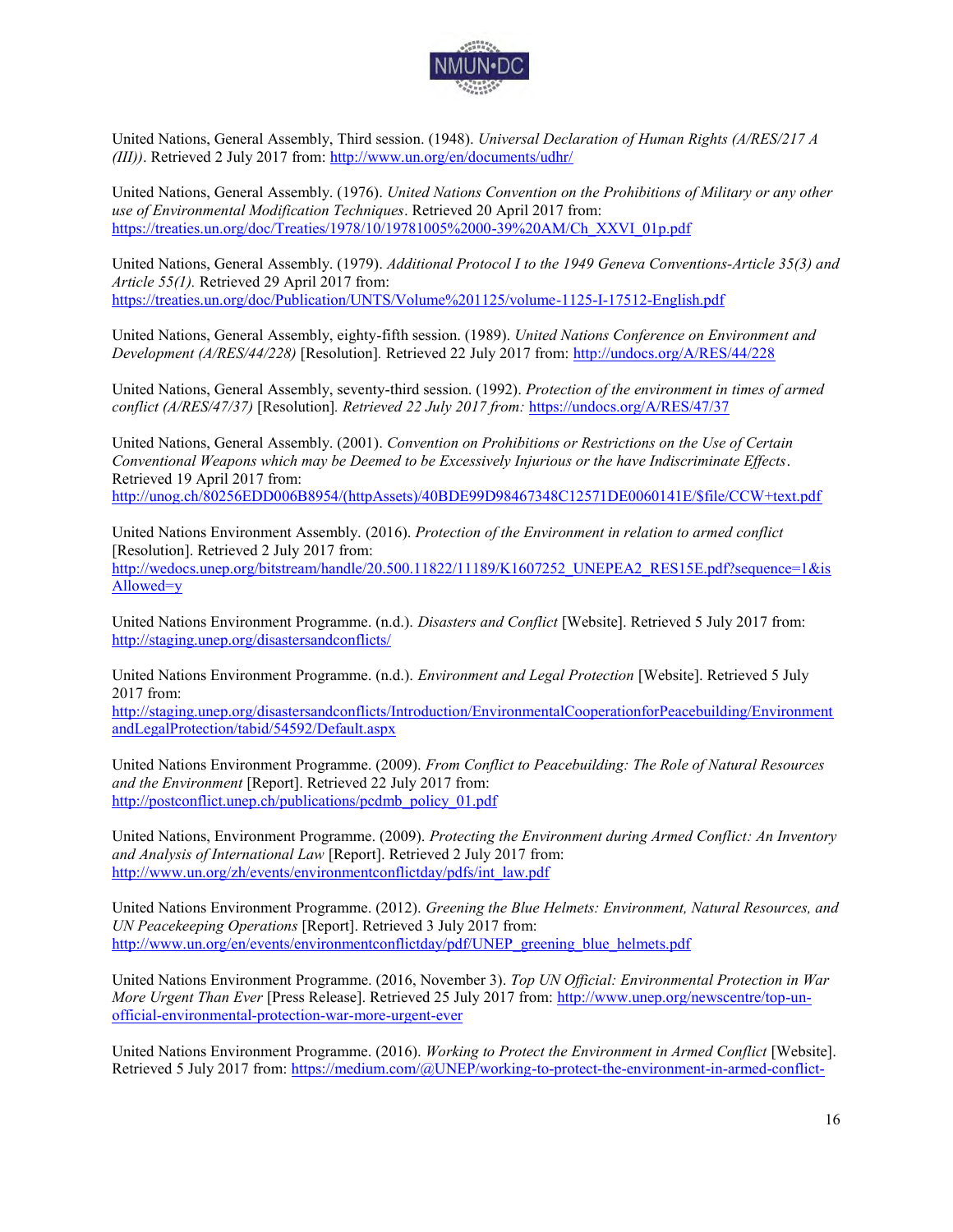United Nations, General Assembly, Third session. (1948). *Universal Declaration of Human Rights (A/RES/217 A (III))*. Retrieved 2 July 2017 from: http://www.un.org/en/documents/udhr/

United Nations, General Assembly. (1976). *United Nations Convention on the Prohibitions of Military or any other use of Environmental Modification Techniques*. Retrieved 20 April 2017 from: https://treaties.un.org/doc/Treaties/1978/10/19781005%2000-39%20AM/Ch_XXVI_01p.pdf

United Nations, General Assembly. (1979). *Additional Protocol I to the 1949 Geneva Conventions-Article 35(3) and Article 55(1).* Retrieved 29 April 2017 from: https://treaties.un.org/doc/Publication/UNTS/Volume%201125/volume-1125-I-17512-English.pdf

United Nations, General Assembly, eighty-fifth session. (1989). *United Nations Conference on Environment and Development (A/RES/44/228)* [Resolution]. Retrieved 22 July 2017 from: http://undocs.org/A/RES/44/228

United Nations, General Assembly, seventy-third session. (1992). *Protection of the environment in times of armed conflict (A/RES/47/37)* [Resolution]. *Retrieved 22 July 2017 from:* https://undocs.org/A/RES/47/37

United Nations, General Assembly. (2001). *Convention on Prohibitions or Restrictions on the Use of Certain Conventional Weapons which may be Deemed to be Excessively Injurious or the have Indiscriminate Effects*. Retrieved 19 April 2017 from: http://unog.ch/80256EDD006B8954/(httpAssets)/40BDE99D98467348C12571DE0060141E/$file/CCW+text.pdf

United Nations Environment Assembly. (2016). *Protection of the Environment in relation to armed conflict* [Resolution]. Retrieved 2 July 2017 from: http://wedocs.unep.org/bitstream/handle/20.500.11822/11189/K1607252_UNEPEA2_RES15E.pdf?sequence=1&isAllowed=y

United Nations Environment Programme. (n.d.). *Disasters and Conflict* [Website]. Retrieved 5 July 2017 from: http://staging.unep.org/disastersandconflicts/

United Nations Environment Programme. (n.d.). *Environment and Legal Protection* [Website]. Retrieved 5 July 2017 from: http://staging.unep.org/disastersandconflicts/Introduction/EnvironmentalCooperationforPeacebuilding/EnvironmentandLegalProtection/tabid/54592/Default.aspx

United Nations Environment Programme. (2009). *From Conflict to Peacebuilding: The Role of Natural Resources and the Environment* [Report]. Retrieved 22 July 2017 from: http://postconflict.unep.ch/publications/pcdmb_policy_01.pdf

United Nations, Environment Programme. (2009). *Protecting the Environment during Armed Conflict: An Inventory and Analysis of International Law* [Report]. Retrieved 2 July 2017 from: http://www.un.org/zh/events/environmentconflictday/pdfs/int_law.pdf

United Nations Environment Programme. (2012). *Greening the Blue Helmets: Environment, Natural Resources, and UN Peacekeeping Operations* [Report]. Retrieved 3 July 2017 from: http://www.un.org/en/events/environmentconflictday/pdf/UNEP_greening_blue_helmets.pdf

United Nations Environment Programme. (2016, November 3). *Top UN Official: Environmental Protection in War More Urgent Than Ever* [Press Release]. Retrieved 25 July 2017 from: http://www.unep.org/newscentre/top-un-official-environmental-protection-war-more-urgent-ever

United Nations Environment Programme. (2016). *Working to Protect the Environment in Armed Conflict* [Website]. Retrieved 5 July 2017 from: https://medium.com/@UNEP/working-to-protect-the-environment-in-armed-conflict-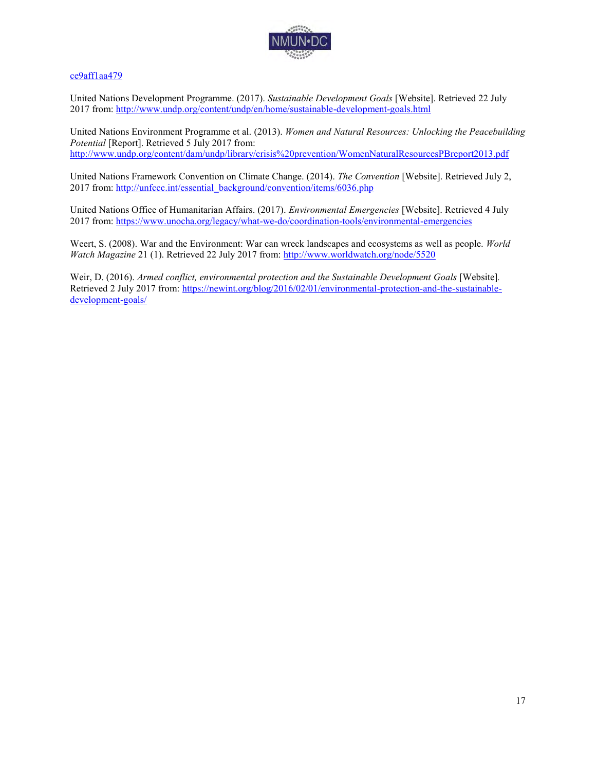ce9aff1aa479

United Nations Development Programme. (2017). *Sustainable Development Goals* [Website]. Retrieved 22 July 2017 from: http://www.undp.org/content/undp/en/home/sustainable-development-goals.html

United Nations Environment Programme et al. (2013). *Women and Natural Resources: Unlocking the Peacebuilding Potential* [Report]. Retrieved 5 July 2017 from: http://www.undp.org/content/dam/undp/library/crisis%20prevention/WomenNaturalResourcesPBreport2013.pdf

United Nations Framework Convention on Climate Change. (2014). *The Convention* [Website]. Retrieved July 2, 2017 from: http://unfccc.int/essential_background/convention/items/6036.php

United Nations Office of Humanitarian Affairs. (2017). *Environmental Emergencies* [Website]. Retrieved 4 July 2017 from: https://www.unocha.org/legacy/what-we-do/coordination-tools/environmental-emergencies

Weert, S. (2008). War and the Environment: War can wreck landscapes and ecosystems as well as people. *World Watch Magazine* 21 (1). Retrieved 22 July 2017 from: http://www.worldwatch.org/node/5520

Weir, D. (2016). *Armed conflict, environmental protection and the Sustainable Development Goals* [Website]. Retrieved 2 July 2017 from: https://newint.org/blog/2016/02/01/environmental-protection-and-the-sustainable-development-goals/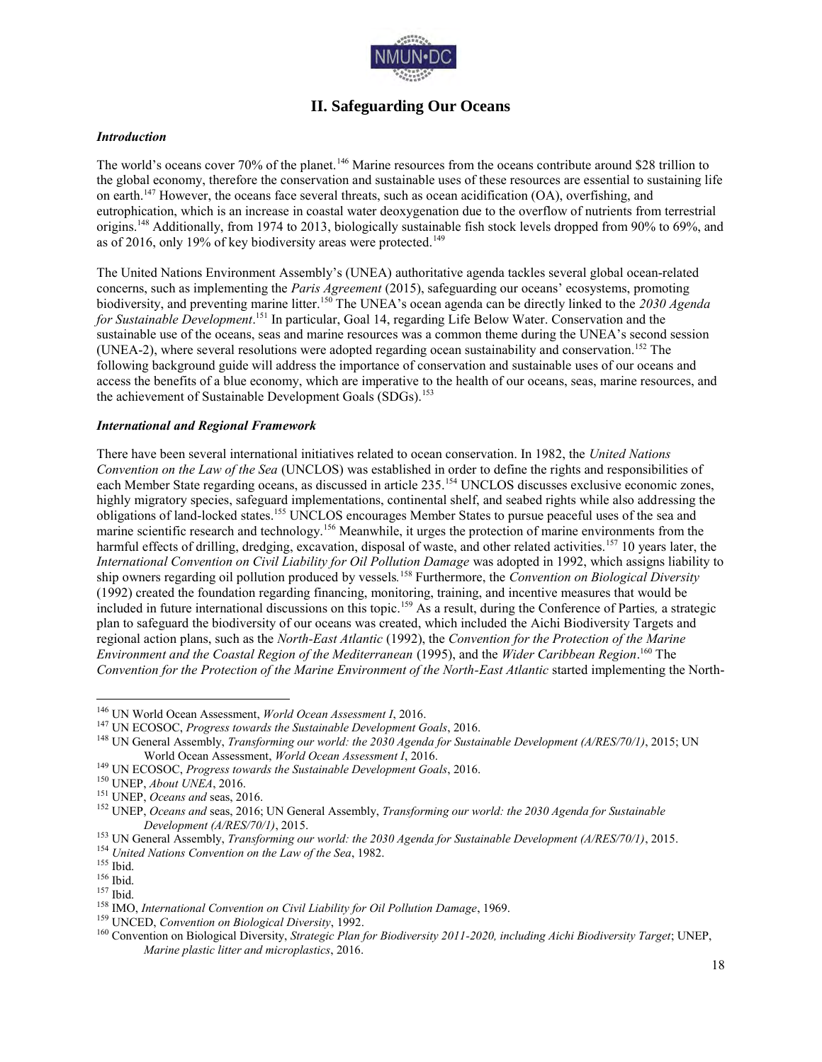## II. Safeguarding Our Oceans

### *Introduction*

The world's oceans cover 70% of the planet.[146] Marine resources from the oceans contribute around $28 trillion to the global economy, therefore the conservation and sustainable uses of these resources are essential to sustaining life on earth.[147] However, the oceans face several threats, such as ocean acidification (OA), overfishing, and eutrophication, which is an increase in coastal water deoxygenation due to the overflow of nutrients from terrestrial origins.[148] Additionally, from 1974 to 2013, biologically sustainable fish stock levels dropped from 90% to 69%, and as of 2016, only 19% of key biodiversity areas were protected.[149]

The United Nations Environment Assembly's (UNEA) authoritative agenda tackles several global ocean-related concerns, such as implementing the *Paris Agreement* (2015), safeguarding our oceans' ecosystems, promoting biodiversity, and preventing marine litter.[150] The UNEA's ocean agenda can be directly linked to the *2030 Agenda for Sustainable Development*.[151] In particular, Goal 14, regarding Life Below Water. Conservation and the sustainable use of the oceans, seas and marine resources was a common theme during the UNEA's second session (UNEA-2), where several resolutions were adopted regarding ocean sustainability and conservation.[152] The following background guide will address the importance of conservation and sustainable uses of our oceans and access the benefits of a blue economy, which are imperative to the health of our oceans, seas, marine resources, and the achievement of Sustainable Development Goals (SDGs).[153]

### *International and Regional Framework*

There have been several international initiatives related to ocean conservation. In 1982, the *United Nations Convention on the Law of the Sea* (UNCLOS) was established in order to define the rights and responsibilities of each Member State regarding oceans, as discussed in article 235.[154] UNCLOS discusses exclusive economic zones, highly migratory species, safeguard implementations, continental shelf, and seabed rights while also addressing the obligations of land-locked states.[155] UNCLOS encourages Member States to pursue peaceful uses of the sea and marine scientific research and technology.[156] Meanwhile, it urges the protection of marine environments from the harmful effects of drilling, dredging, excavation, disposal of waste, and other related activities.[157] 10 years later, the *International Convention on Civil Liability for Oil Pollution Damage* was adopted in 1992, which assigns liability to ship owners regarding oil pollution produced by vessels.[158] Furthermore, the *Convention on Biological Diversity* (1992) created the foundation regarding financing, monitoring, training, and incentive measures that would be included in future international discussions on this topic.[159] As a result, during the Conference of Parties, a strategic plan to safeguard the biodiversity of our oceans was created, which included the Aichi Biodiversity Targets and regional action plans, such as the *North-East Atlantic* (1992), the *Convention for the Protection of the Marine Environment and the Coastal Region of the Mediterranean* (1995), and the *Wider Caribbean Region*.[160] The *Convention for the Protection of the Marine Environment of the North-East Atlantic* started implementing the North-

---

[146] UN World Ocean Assessment, *World Ocean Assessment I*, 2016.

[147] UN ECOSOC, *Progress towards the Sustainable Development Goals*, 2016.

[148] UN General Assembly, *Transforming our world: the 2030 Agenda for Sustainable Development (A/RES/70/1)*, 2015; UN World Ocean Assessment, *World Ocean Assessment I*, 2016.

[149] UN ECOSOC, *Progress towards the Sustainable Development Goals*, 2016.

[150] UNEP, *About UNEA*, 2016.

[151] UNEP, *Oceans and* seas, 2016.

[152] UNEP, *Oceans and* seas, 2016; UN General Assembly, *Transforming our world: the 2030 Agenda for Sustainable Development (A/RES/70/1)*, 2015.

[153] UN General Assembly, *Transforming our world: the 2030 Agenda for Sustainable Development (A/RES/70/1)*, 2015.

[154] *United Nations Convention on the Law of the Sea*, 1982.

[155] Ibid.

[156] Ibid.

[157] Ibid.

[158] IMO, *International Convention on Civil Liability for Oil Pollution Damage*, 1969.

[159] UNCED, *Convention on Biological Diversity*, 1992.

[160] Convention on Biological Diversity, *Strategic Plan for Biodiversity 2011-2020, including Aichi Biodiversity Target*; UNEP, *Marine plastic litter and microplastics*, 2016.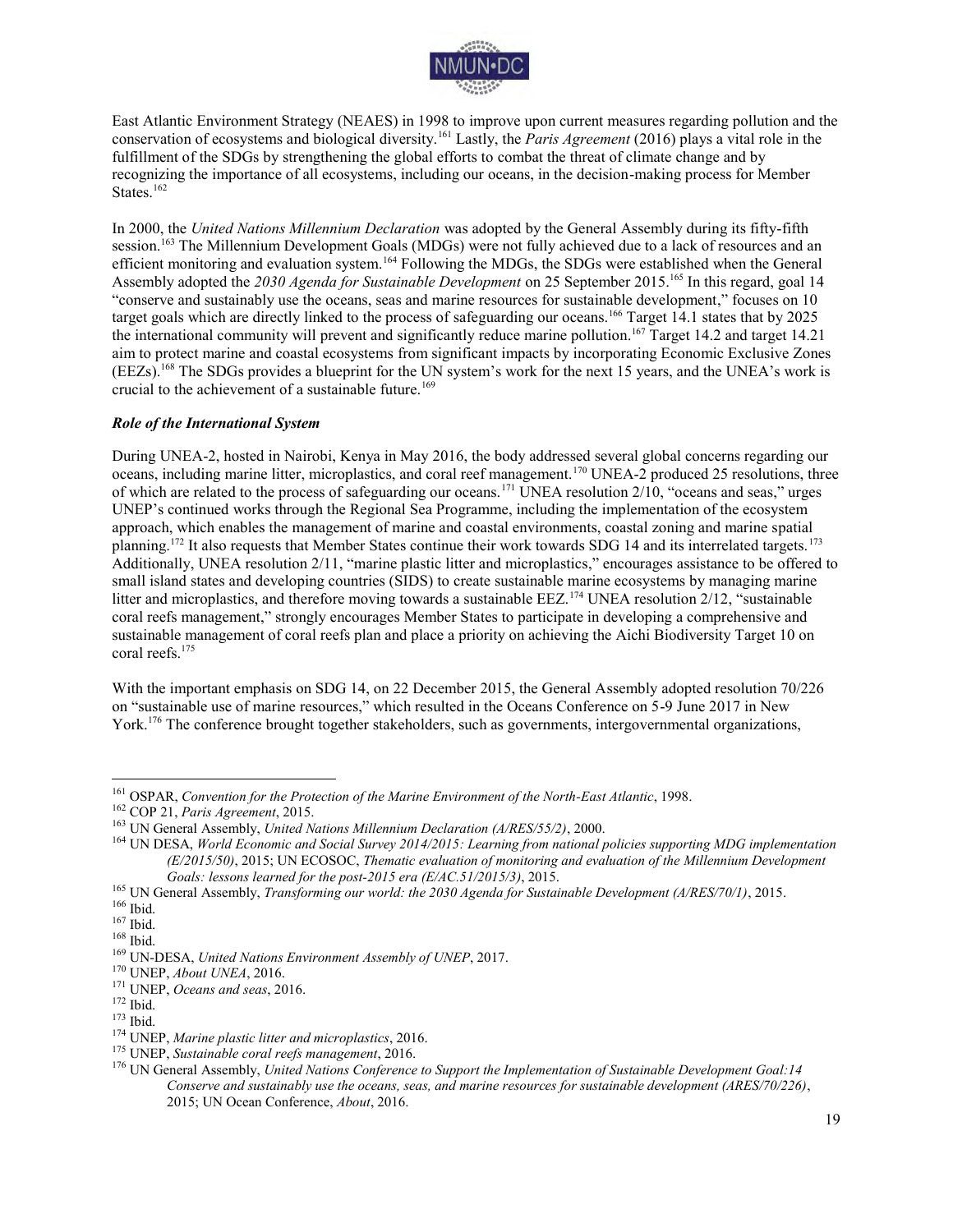East Atlantic Environment Strategy (NEAES) in 1998 to improve upon current measures regarding pollution and the conservation of ecosystems and biological diversity.[161] Lastly, the *Paris Agreement* (2016) plays a vital role in the fulfillment of the SDGs by strengthening the global efforts to combat the threat of climate change and by recognizing the importance of all ecosystems, including our oceans, in the decision-making process for Member States.[162]

In 2000, the *United Nations Millennium Declaration* was adopted by the General Assembly during its fifty-fifth session.[163] The Millennium Development Goals (MDGs) were not fully achieved due to a lack of resources and an efficient monitoring and evaluation system.[164] Following the MDGs, the SDGs were established when the General Assembly adopted the *2030 Agenda for Sustainable Development* on 25 September 2015.[165] In this regard, goal 14 "conserve and sustainably use the oceans, seas and marine resources for sustainable development," focuses on 10 target goals which are directly linked to the process of safeguarding our oceans.[166] Target 14.1 states that by 2025 the international community will prevent and significantly reduce marine pollution.[167] Target 14.2 and target 14.21 aim to protect marine and coastal ecosystems from significant impacts by incorporating Economic Exclusive Zones (EEZs).[168] The SDGs provides a blueprint for the UN system's work for the next 15 years, and the UNEA's work is crucial to the achievement of a sustainable future.[169]

### *Role of the International System*

During UNEA-2, hosted in Nairobi, Kenya in May 2016, the body addressed several global concerns regarding our oceans, including marine litter, microplastics, and coral reef management.[170] UNEA-2 produced 25 resolutions, three of which are related to the process of safeguarding our oceans.[171] UNEA resolution 2/10, "oceans and seas," urges UNEP's continued works through the Regional Sea Programme, including the implementation of the ecosystem approach, which enables the management of marine and coastal environments, coastal zoning and marine spatial planning.[172] It also requests that Member States continue their work towards SDG 14 and its interrelated targets.[173] Additionally, UNEA resolution 2/11, "marine plastic litter and microplastics," encourages assistance to be offered to small island states and developing countries (SIDS) to create sustainable marine ecosystems by managing marine litter and microplastics, and therefore moving towards a sustainable EEZ.[174] UNEA resolution 2/12, "sustainable coral reefs management," strongly encourages Member States to participate in developing a comprehensive and sustainable management of coral reefs plan and place a priority on achieving the Aichi Biodiversity Target 10 on coral reefs.[175]

With the important emphasis on SDG 14, on 22 December 2015, the General Assembly adopted resolution 70/226 on "sustainable use of marine resources," which resulted in the Oceans Conference on 5-9 June 2017 in New York.[176] The conference brought together stakeholders, such as governments, intergovernmental organizations,

---

[161] OSPAR, *Convention for the Protection of the Marine Environment of the North-East Atlantic*, 1998.
[162] COP 21, *Paris Agreement*, 2015.
[163] UN General Assembly, *United Nations Millennium Declaration (A/RES/55/2)*, 2000.
[164] UN DESA, *World Economic and Social Survey 2014/2015: Learning from national policies supporting MDG implementation (E/2015/50)*, 2015; UN ECOSOC, *Thematic evaluation of monitoring and evaluation of the Millennium Development Goals: lessons learned for the post-2015 era (E/AC.51/2015/3)*, 2015.
[165] UN General Assembly, *Transforming our world: the 2030 Agenda for Sustainable Development (A/RES/70/1)*, 2015.
[166] Ibid.
[167] Ibid.
[168] Ibid.
[169] UN-DESA, *United Nations Environment Assembly of UNEP*, 2017.
[170] UNEP, *About UNEA*, 2016.
[171] UNEP, *Oceans and seas*, 2016.
[172] Ibid.
[173] Ibid.
[174] UNEP, *Marine plastic litter and microplastics*, 2016.
[175] UNEP, *Sustainable coral reefs management*, 2016.
[176] UN General Assembly, *United Nations Conference to Support the Implementation of Sustainable Development Goal:14 Conserve and sustainably use the oceans, seas, and marine resources for sustainable development (ARES/70/226)*, 2015; UN Ocean Conference, *About*, 2016.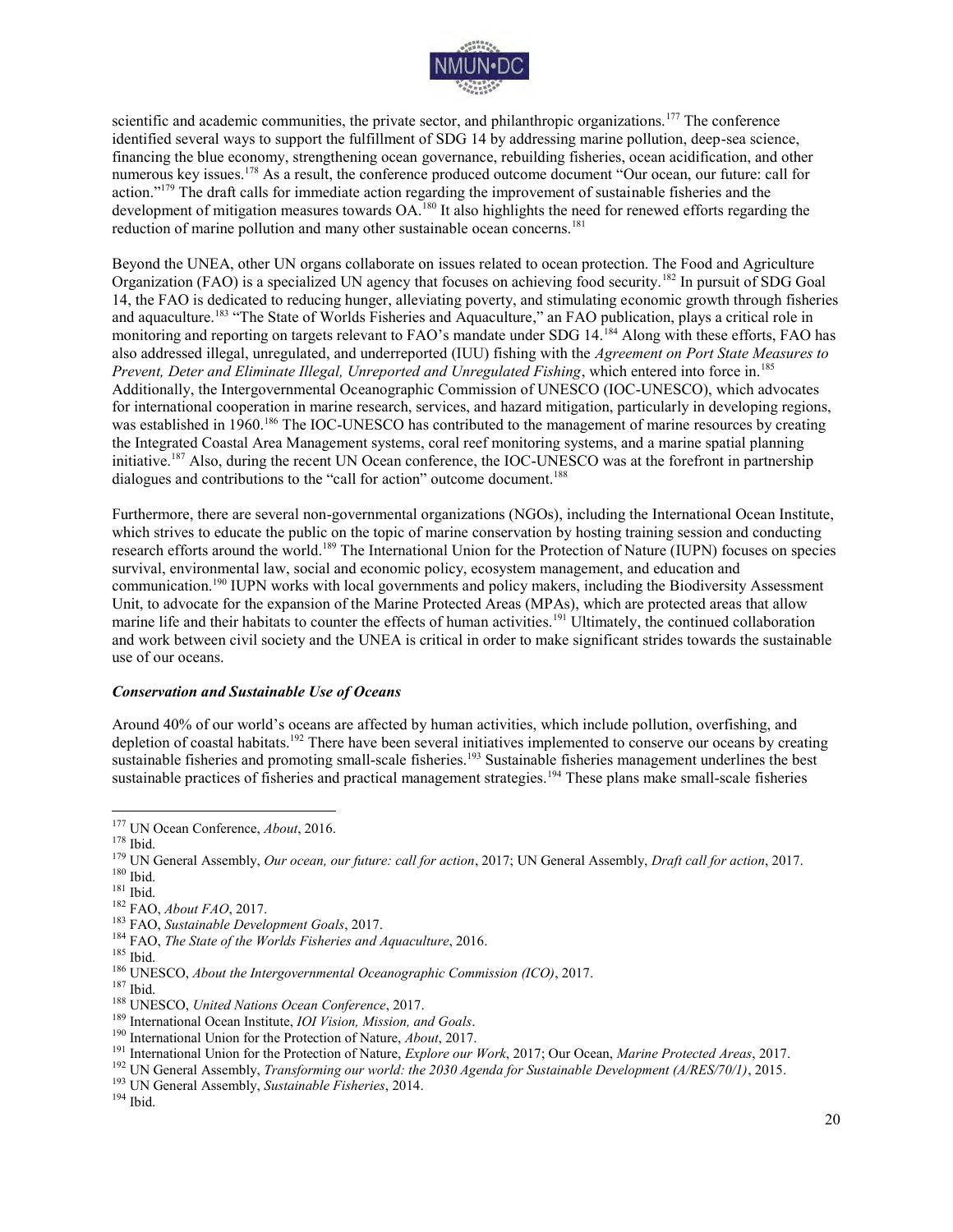scientific and academic communities, the private sector, and philanthropic organizations.[177] The conference identified several ways to support the fulfillment of SDG 14 by addressing marine pollution, deep-sea science, financing the blue economy, strengthening ocean governance, rebuilding fisheries, ocean acidification, and other numerous key issues.[178] As a result, the conference produced outcome document "Our ocean, our future: call for action."[179] The draft calls for immediate action regarding the improvement of sustainable fisheries and the development of mitigation measures towards OA.[180] It also highlights the need for renewed efforts regarding the reduction of marine pollution and many other sustainable ocean concerns.[181]

Beyond the UNEA, other UN organs collaborate on issues related to ocean protection. The Food and Agriculture Organization (FAO) is a specialized UN agency that focuses on achieving food security.[182] In pursuit of SDG Goal 14, the FAO is dedicated to reducing hunger, alleviating poverty, and stimulating economic growth through fisheries and aquaculture.[183] "The State of Worlds Fisheries and Aquaculture," an FAO publication, plays a critical role in monitoring and reporting on targets relevant to FAO's mandate under SDG 14.[184] Along with these efforts, FAO has also addressed illegal, unregulated, and underreported (IUU) fishing with the *Agreement on Port State Measures to Prevent, Deter and Eliminate Illegal, Unreported and Unregulated Fishing*, which entered into force in.[185] Additionally, the Intergovernmental Oceanographic Commission of UNESCO (IOC-UNESCO), which advocates for international cooperation in marine research, services, and hazard mitigation, particularly in developing regions, was established in 1960.[186] The IOC-UNESCO has contributed to the management of marine resources by creating the Integrated Coastal Area Management systems, coral reef monitoring systems, and a marine spatial planning initiative.[187] Also, during the recent UN Ocean conference, the IOC-UNESCO was at the forefront in partnership dialogues and contributions to the "call for action" outcome document.[188]

Furthermore, there are several non-governmental organizations (NGOs), including the International Ocean Institute, which strives to educate the public on the topic of marine conservation by hosting training session and conducting research efforts around the world.[189] The International Union for the Protection of Nature (IUPN) focuses on species survival, environmental law, social and economic policy, ecosystem management, and education and communication.[190] IUPN works with local governments and policy makers, including the Biodiversity Assessment Unit, to advocate for the expansion of the Marine Protected Areas (MPAs), which are protected areas that allow marine life and their habitats to counter the effects of human activities.[191] Ultimately, the continued collaboration and work between civil society and the UNEA is critical in order to make significant strides towards the sustainable use of our oceans.

### *Conservation and Sustainable Use of Oceans*

Around 40% of our world's oceans are affected by human activities, which include pollution, overfishing, and depletion of coastal habitats.[192] There have been several initiatives implemented to conserve our oceans by creating sustainable fisheries and promoting small-scale fisheries.[193] Sustainable fisheries management underlines the best sustainable practices of fisheries and practical management strategies.[194] These plans make small-scale fisheries

---

[177] UN Ocean Conference, *About*, 2016.
[178] Ibid.
[179] UN General Assembly, *Our ocean, our future: call for action*, 2017; UN General Assembly, *Draft call for action*, 2017.
[180] Ibid.
[181] Ibid.
[182] FAO, *About FAO*, 2017.
[183] FAO, *Sustainable Development Goals*, 2017.
[184] FAO, *The State of the Worlds Fisheries and Aquaculture*, 2016.
[185] Ibid.
[186] UNESCO, *About the Intergovernmental Oceanographic Commission (ICO)*, 2017.
[187] Ibid.
[188] UNESCO, *United Nations Ocean Conference*, 2017.
[189] International Ocean Institute, *IOI Vision, Mission, and Goals*.
[190] International Union for the Protection of Nature, *About*, 2017.
[191] International Union for the Protection of Nature, *Explore our Work*, 2017; Our Ocean, *Marine Protected Areas*, 2017.
[192] UN General Assembly, *Transforming our world: the 2030 Agenda for Sustainable Development (A/RES/70/1)*, 2015.
[193] UN General Assembly, *Sustainable Fisheries*, 2014.
[194] Ibid.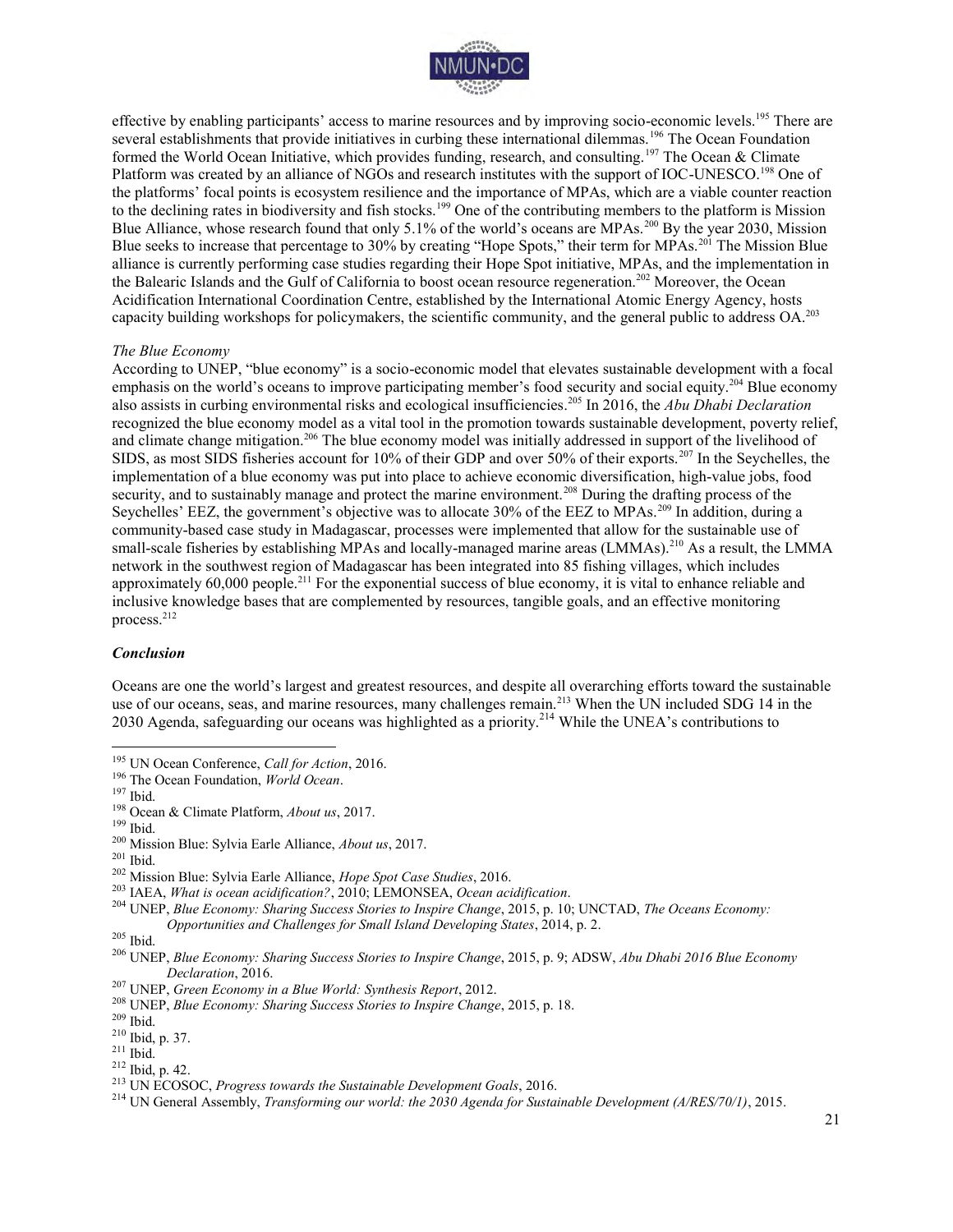effective by enabling participants' access to marine resources and by improving socio-economic levels.[195] There are several establishments that provide initiatives in curbing these international dilemmas.[196] The Ocean Foundation formed the World Ocean Initiative, which provides funding, research, and consulting.[197] The Ocean & Climate Platform was created by an alliance of NGOs and research institutes with the support of IOC-UNESCO.[198] One of the platforms' focal points is ecosystem resilience and the importance of MPAs, which are a viable counter reaction to the declining rates in biodiversity and fish stocks.[199] One of the contributing members to the platform is Mission Blue Alliance, whose research found that only 5.1% of the world's oceans are MPAs.[200] By the year 2030, Mission Blue seeks to increase that percentage to 30% by creating "Hope Spots," their term for MPAs.[201] The Mission Blue alliance is currently performing case studies regarding their Hope Spot initiative, MPAs, and the implementation in the Balearic Islands and the Gulf of California to boost ocean resource regeneration.[202] Moreover, the Ocean Acidification International Coordination Centre, established by the International Atomic Energy Agency, hosts capacity building workshops for policymakers, the scientific community, and the general public to address OA.[203]

*The Blue Economy*

According to UNEP, "blue economy" is a socio-economic model that elevates sustainable development with a focal emphasis on the world's oceans to improve participating member's food security and social equity.[204] Blue economy also assists in curbing environmental risks and ecological insufficiencies.[205] In 2016, the *Abu Dhabi Declaration* recognized the blue economy model as a vital tool in the promotion towards sustainable development, poverty relief, and climate change mitigation.[206] The blue economy model was initially addressed in support of the livelihood of SIDS, as most SIDS fisheries account for 10% of their GDP and over 50% of their exports.[207] In the Seychelles, the implementation of a blue economy was put into place to achieve economic diversification, high-value jobs, food security, and to sustainably manage and protect the marine environment.[208] During the drafting process of the Seychelles' EEZ, the government's objective was to allocate 30% of the EEZ to MPAs.[209] In addition, during a community-based case study in Madagascar, processes were implemented that allow for the sustainable use of small-scale fisheries by establishing MPAs and locally-managed marine areas (LMMAs).[210] As a result, the LMMA network in the southwest region of Madagascar has been integrated into 85 fishing villages, which includes approximately 60,000 people.[211] For the exponential success of blue economy, it is vital to enhance reliable and inclusive knowledge bases that are complemented by resources, tangible goals, and an effective monitoring process.[212]

### *Conclusion*

Oceans are one the world's largest and greatest resources, and despite all overarching efforts toward the sustainable use of our oceans, seas, and marine resources, many challenges remain.[213] When the UN included SDG 14 in the 2030 Agenda, safeguarding our oceans was highlighted as a priority.[214] While the UNEA's contributions to

---

[195] UN Ocean Conference, *Call for Action*, 2016.
[196] The Ocean Foundation, *World Ocean*.
[197] Ibid.
[198] Ocean & Climate Platform, *About us*, 2017.
[199] Ibid.
[200] Mission Blue: Sylvia Earle Alliance, *About us*, 2017.
[201] Ibid.
[202] Mission Blue: Sylvia Earle Alliance, *Hope Spot Case Studies*, 2016.
[203] IAEA, *What is ocean acidification?*, 2010; LEMONSEA, *Ocean acidification*.
[204] UNEP, *Blue Economy: Sharing Success Stories to Inspire Change*, 2015, p. 10; UNCTAD, *The Oceans Economy: Opportunities and Challenges for Small Island Developing States*, 2014, p. 2.
[205] Ibid.
[206] UNEP, *Blue Economy: Sharing Success Stories to Inspire Change*, 2015, p. 9; ADSW, *Abu Dhabi 2016 Blue Economy Declaration*, 2016.
[207] UNEP, *Green Economy in a Blue World: Synthesis Report*, 2012.
[208] UNEP, *Blue Economy: Sharing Success Stories to Inspire Change*, 2015, p. 18.
[209] Ibid.
[210] Ibid, p. 37.
[211] Ibid.
[212] Ibid, p. 42.
[213] UN ECOSOC, *Progress towards the Sustainable Development Goals*, 2016.
[214] UN General Assembly, *Transforming our world: the 2030 Agenda for Sustainable Development (A/RES/70/1)*, 2015.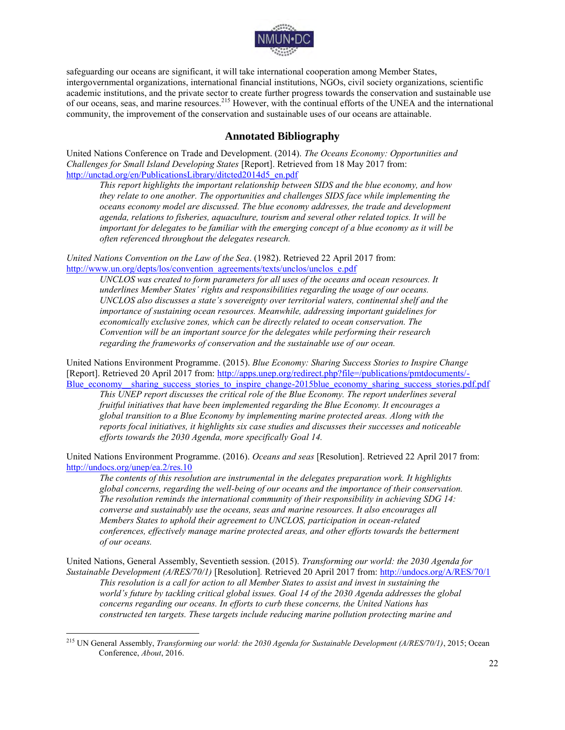safeguarding our oceans are significant, it will take international cooperation among Member States, intergovernmental organizations, international financial institutions, NGOs, civil society organizations, scientific academic institutions, and the private sector to create further progress towards the conservation and sustainable use of our oceans, seas, and marine resources.[215] However, with the continual efforts of the UNEA and the international community, the improvement of the conservation and sustainable uses of our oceans are attainable.

## Annotated Bibliography

United Nations Conference on Trade and Development. (2014). *The Oceans Economy: Opportunities and Challenges for Small Island Developing States* [Report]. Retrieved from 18 May 2017 from: http://unctad.org/en/PublicationsLibrary/ditcted2014d5_en.pdf

> *This report highlights the important relationship between SIDS and the blue economy, and how they relate to one another. The opportunities and challenges SIDS face while implementing the oceans economy model are discussed. The blue economy addresses, the trade and development agenda, relations to fisheries, aquaculture, tourism and several other related topics. It will be important for delegates to be familiar with the emerging concept of a blue economy as it will be often referenced throughout the delegates research.*

*United Nations Convention on the Law of the Sea*. (1982). Retrieved 22 April 2017 from: http://www.un.org/depts/los/convention_agreements/texts/unclos/unclos_e.pdf

> *UNCLOS was created to form parameters for all uses of the oceans and ocean resources. It underlines Member States' rights and responsibilities regarding the usage of our oceans. UNCLOS also discusses a state's sovereignty over territorial waters, continental shelf and the importance of sustaining ocean resources. Meanwhile, addressing important guidelines for economically exclusive zones, which can be directly related to ocean conservation. The Convention will be an important source for the delegates while performing their research regarding the frameworks of conservation and the sustainable use of our ocean.*

United Nations Environment Programme. (2015). *Blue Economy: Sharing Success Stories to Inspire Change* [Report]. Retrieved 20 April 2017 from: http://apps.unep.org/redirect.php?file=/publications/pmtdocuments/-Blue_economy__sharing_success_stories_to_inspire_change-2015blue_economy_sharing_success_stories.pdf.pdf

> *This UNEP report discusses the critical role of the Blue Economy. The report underlines several fruitful initiatives that have been implemented regarding the Blue Economy. It encourages a global transition to a Blue Economy by implementing marine protected areas. Along with the reports focal initiatives, it highlights six case studies and discusses their successes and noticeable efforts towards the 2030 Agenda, more specifically Goal 14.*

United Nations Environment Programme. (2016). *Oceans and seas* [Resolution]. Retrieved 22 April 2017 from: http://undocs.org/unep/ea.2/res.10

> *The contents of this resolution are instrumental in the delegates preparation work. It highlights global concerns, regarding the well-being of our oceans and the importance of their conservation. The resolution reminds the international community of their responsibility in achieving SDG 14: converse and sustainably use the oceans, seas and marine resources. It also encourages all Members States to uphold their agreement to UNCLOS, participation in ocean-related conferences, effectively manage marine protected areas, and other efforts towards the betterment of our oceans.*

United Nations, General Assembly, Seventieth session. (2015). *Transforming our world: the 2030 Agenda for Sustainable Development (A/RES/70/1)* [Resolution]. Retrieved 20 April 2017 from: http://undocs.org/A/RES/70/1

> *This resolution is a call for action to all Member States to assist and invest in sustaining the world's future by tackling critical global issues. Goal 14 of the 2030 Agenda addresses the global concerns regarding our oceans. In efforts to curb these concerns, the United Nations has constructed ten targets. These targets include reducing marine pollution protecting marine and*

---

[215] UN General Assembly, *Transforming our world: the 2030 Agenda for Sustainable Development (A/RES/70/1)*, 2015; Ocean Conference, *About*, 2016.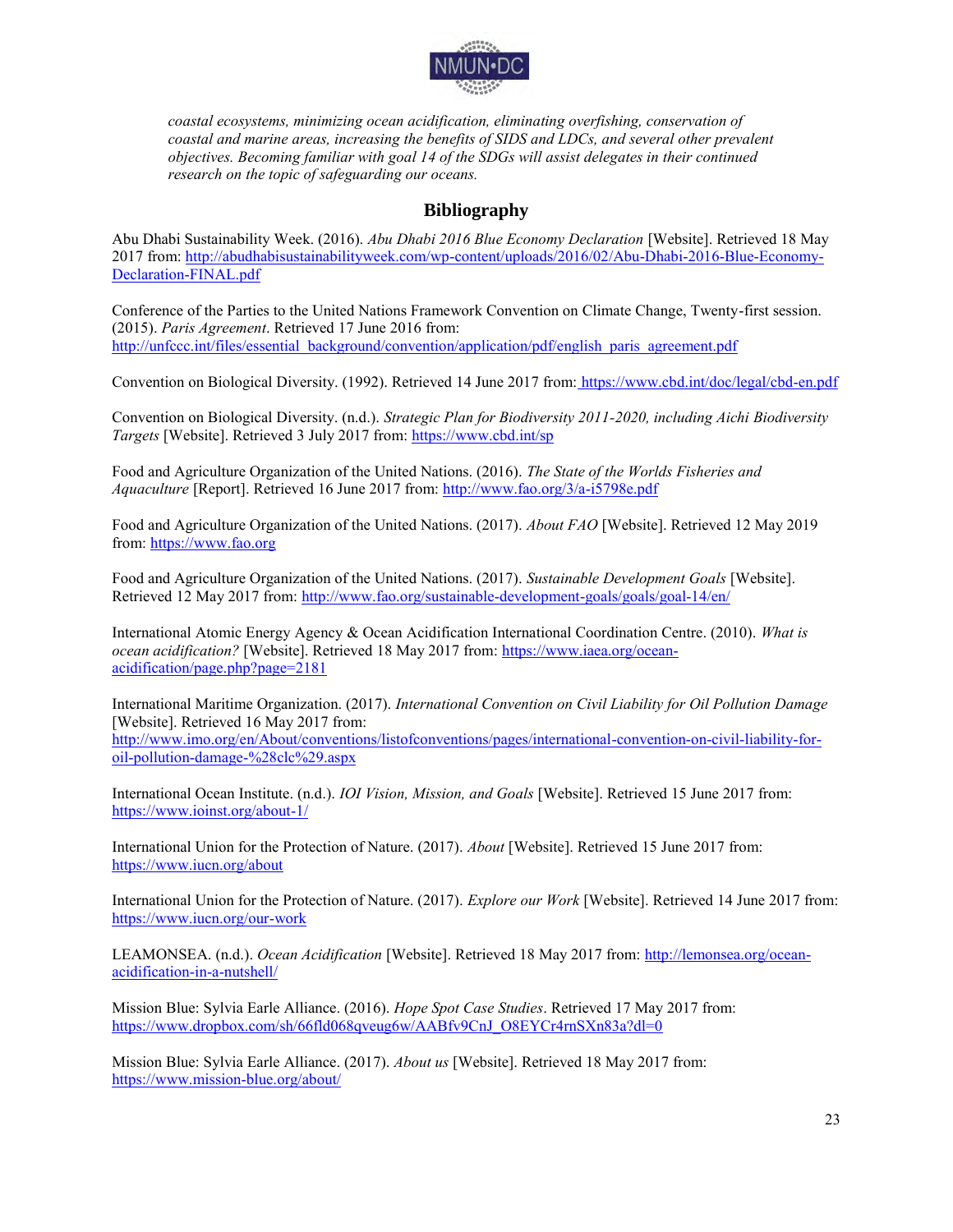*coastal ecosystems, minimizing ocean acidification, eliminating overfishing, conservation of coastal and marine areas, increasing the benefits of SIDS and LDCs, and several other prevalent objectives. Becoming familiar with goal 14 of the SDGs will assist delegates in their continued research on the topic of safeguarding our oceans.*

## Bibliography

Abu Dhabi Sustainability Week. (2016). *Abu Dhabi 2016 Blue Economy Declaration* [Website]. Retrieved 18 May 2017 from: http://abudhabisustainabilityweek.com/wp-content/uploads/2016/02/Abu-Dhabi-2016-Blue-Economy-Declaration-FINAL.pdf

Conference of the Parties to the United Nations Framework Convention on Climate Change, Twenty-first session. (2015). *Paris Agreement*. Retrieved 17 June 2016 from: http://unfccc.int/files/essential_background/convention/application/pdf/english_paris_agreement.pdf

Convention on Biological Diversity. (1992). Retrieved 14 June 2017 from: https://www.cbd.int/doc/legal/cbd-en.pdf

Convention on Biological Diversity. (n.d.). *Strategic Plan for Biodiversity 2011-2020, including Aichi Biodiversity Targets* [Website]. Retrieved 3 July 2017 from: https://www.cbd.int/sp

Food and Agriculture Organization of the United Nations. (2016). *The State of the Worlds Fisheries and Aquaculture* [Report]. Retrieved 16 June 2017 from: http://www.fao.org/3/a-i5798e.pdf

Food and Agriculture Organization of the United Nations. (2017). *About FAO* [Website]. Retrieved 12 May 2019 from: https://www.fao.org

Food and Agriculture Organization of the United Nations. (2017). *Sustainable Development Goals* [Website]. Retrieved 12 May 2017 from: http://www.fao.org/sustainable-development-goals/goals/goal-14/en/

International Atomic Energy Agency & Ocean Acidification International Coordination Centre. (2010). *What is ocean acidification?* [Website]. Retrieved 18 May 2017 from: https://www.iaea.org/ocean-acidification/page.php?page=2181

International Maritime Organization. (2017). *International Convention on Civil Liability for Oil Pollution Damage* [Website]. Retrieved 16 May 2017 from: http://www.imo.org/en/About/conventions/listofconventions/pages/international-convention-on-civil-liability-for-oil-pollution-damage-%28clc%29.aspx

International Ocean Institute. (n.d.). *IOI Vision, Mission, and Goals* [Website]. Retrieved 15 June 2017 from: https://www.ioinst.org/about-1/

International Union for the Protection of Nature. (2017). *About* [Website]. Retrieved 15 June 2017 from: https://www.iucn.org/about

International Union for the Protection of Nature. (2017). *Explore our Work* [Website]. Retrieved 14 June 2017 from: https://www.iucn.org/our-work

LEAMONSEA. (n.d.). *Ocean Acidification* [Website]. Retrieved 18 May 2017 from: http://lemonsea.org/ocean-acidification-in-a-nutshell/

Mission Blue: Sylvia Earle Alliance. (2016). *Hope Spot Case Studies*. Retrieved 17 May 2017 from: https://www.dropbox.com/sh/66fld068qveug6w/AABfv9CnJ_O8EYCr4rnSXn83a?dl=0

Mission Blue: Sylvia Earle Alliance. (2017). *About us* [Website]. Retrieved 18 May 2017 from: https://www.mission-blue.org/about/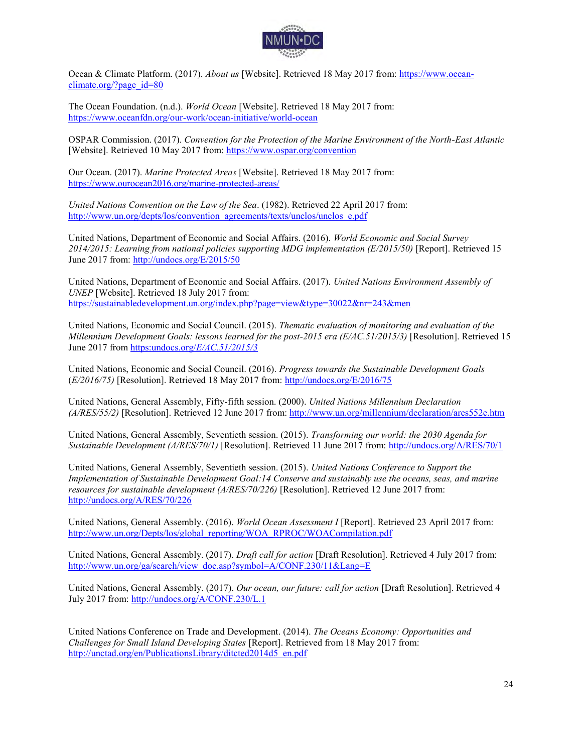Ocean & Climate Platform. (2017). *About us* [Website]. Retrieved 18 May 2017 from: https://www.ocean-climate.org/?page_id=80

The Ocean Foundation. (n.d.). *World Ocean* [Website]. Retrieved 18 May 2017 from: https://www.oceanfdn.org/our-work/ocean-initiative/world-ocean

OSPAR Commission. (2017). *Convention for the Protection of the Marine Environment of the North-East Atlantic* [Website]. Retrieved 10 May 2017 from: https://www.ospar.org/convention

Our Ocean. (2017). *Marine Protected Areas* [Website]. Retrieved 18 May 2017 from: https://www.ourocean2016.org/marine-protected-areas/

*United Nations Convention on the Law of the Sea*. (1982). Retrieved 22 April 2017 from: http://www.un.org/depts/los/convention_agreements/texts/unclos/unclos_e.pdf

United Nations, Department of Economic and Social Affairs. (2016). *World Economic and Social Survey 2014/2015: Learning from national policies supporting MDG implementation (E/2015/50)* [Report]. Retrieved 15 June 2017 from: http://undocs.org/E/2015/50

United Nations, Department of Economic and Social Affairs. (2017). *United Nations Environment Assembly of UNEP* [Website]. Retrieved 18 July 2017 from: https://sustainabledevelopment.un.org/index.php?page=view&type=30022&nr=243&men

United Nations, Economic and Social Council. (2015). *Thematic evaluation of monitoring and evaluation of the Millennium Development Goals: lessons learned for the post-2015 era (E/AC.51/2015/3)* [Resolution]. Retrieved 15 June 2017 from https:undocs.org/*E/AC.51/2015/3*

United Nations, Economic and Social Council. (2016). *Progress towards the Sustainable Development Goals* (*E/2016/75)* [Resolution]. Retrieved 18 May 2017 from: http://undocs.org/E/2016/75

United Nations, General Assembly, Fifty-fifth session. (2000). *United Nations Millennium Declaration (A/RES/55/2)* [Resolution]. Retrieved 12 June 2017 from: http://www.un.org/millennium/declaration/ares552e.htm

United Nations, General Assembly, Seventieth session. (2015). *Transforming our world: the 2030 Agenda for Sustainable Development (A/RES/70/1)* [Resolution]. Retrieved 11 June 2017 from: http://undocs.org/A/RES/70/1

United Nations, General Assembly, Seventieth session. (2015). *United Nations Conference to Support the Implementation of Sustainable Development Goal:14 Conserve and sustainably use the oceans, seas, and marine resources for sustainable development (A/RES/70/226)* [Resolution]. Retrieved 12 June 2017 from: http://undocs.org/A/RES/70/226

United Nations, General Assembly. (2016). *World Ocean Assessment I* [Report]. Retrieved 23 April 2017 from: http://www.un.org/Depts/los/global_reporting/WOA_RPROC/WOACompilation.pdf

United Nations, General Assembly. (2017). *Draft call for action* [Draft Resolution]. Retrieved 4 July 2017 from: http://www.un.org/ga/search/view_doc.asp?symbol=A/CONF.230/11&Lang=E

United Nations, General Assembly. (2017). *Our ocean, our future: call for action* [Draft Resolution]. Retrieved 4 July 2017 from: http://undocs.org/A/CONF.230/L.1

United Nations Conference on Trade and Development. (2014). *The Oceans Economy: Opportunities and Challenges for Small Island Developing States* [Report]. Retrieved from 18 May 2017 from: http://unctad.org/en/PublicationsLibrary/ditcted2014d5_en.pdf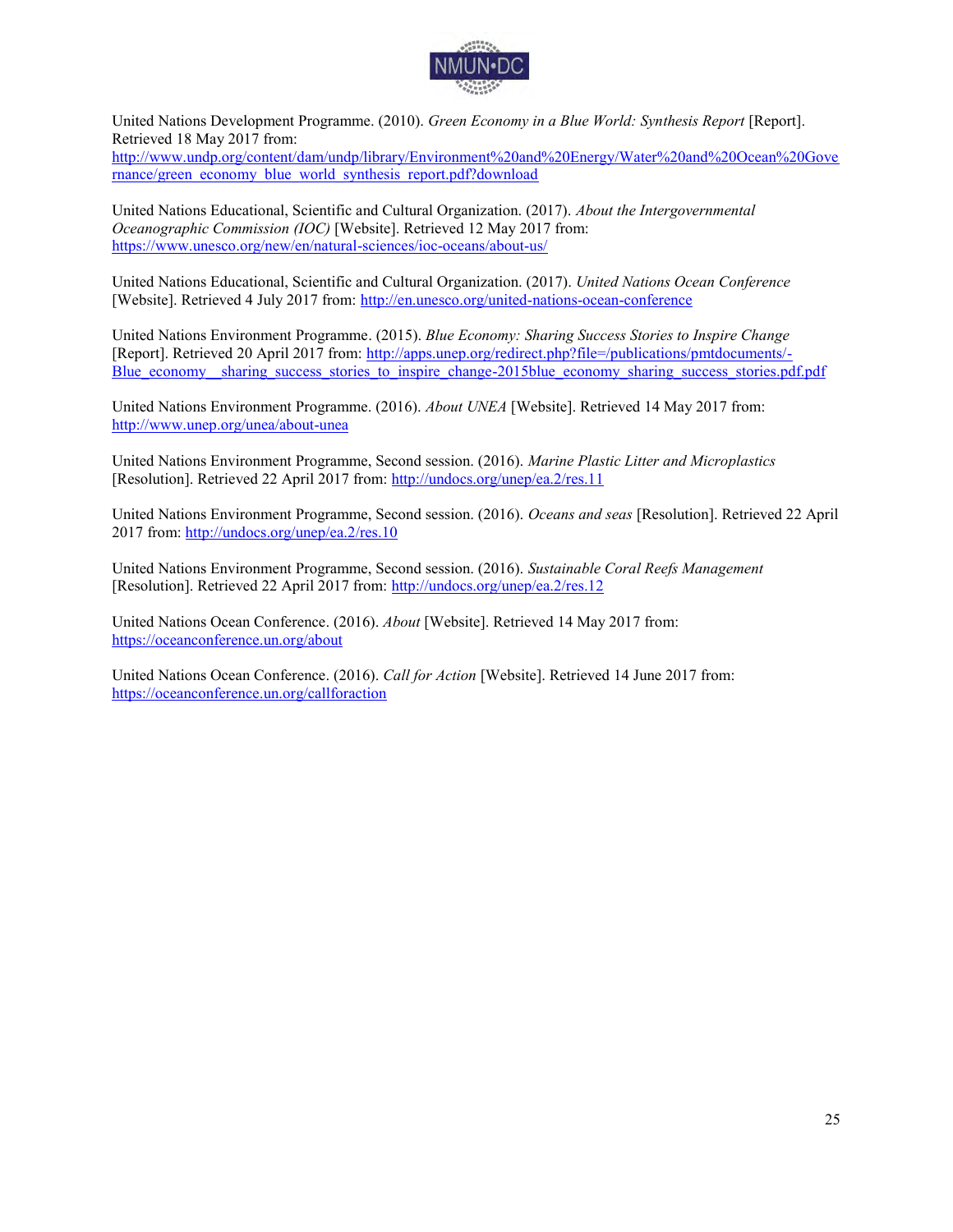United Nations Development Programme. (2010). *Green Economy in a Blue World: Synthesis Report* [Report]. Retrieved 18 May 2017 from: http://www.undp.org/content/dam/undp/library/Environment%20and%20Energy/Water%20and%20Ocean%20Governance/green_economy_blue_world_synthesis_report.pdf?download

United Nations Educational, Scientific and Cultural Organization. (2017). *About the Intergovernmental Oceanographic Commission (IOC)* [Website]. Retrieved 12 May 2017 from: https://www.unesco.org/new/en/natural-sciences/ioc-oceans/about-us/

United Nations Educational, Scientific and Cultural Organization. (2017). *United Nations Ocean Conference* [Website]. Retrieved 4 July 2017 from: http://en.unesco.org/united-nations-ocean-conference

United Nations Environment Programme. (2015). *Blue Economy: Sharing Success Stories to Inspire Change* [Report]. Retrieved 20 April 2017 from: http://apps.unep.org/redirect.php?file=/publications/pmtdocuments/-Blue_economy__sharing_success_stories_to_inspire_change-2015blue_economy_sharing_success_stories.pdf.pdf

United Nations Environment Programme. (2016). *About UNEA* [Website]. Retrieved 14 May 2017 from: http://www.unep.org/unea/about-unea

United Nations Environment Programme, Second session. (2016). *Marine Plastic Litter and Microplastics* [Resolution]. Retrieved 22 April 2017 from: http://undocs.org/unep/ea.2/res.11

United Nations Environment Programme, Second session. (2016). *Oceans and seas* [Resolution]. Retrieved 22 April 2017 from: http://undocs.org/unep/ea.2/res.10

United Nations Environment Programme, Second session. (2016). *Sustainable Coral Reefs Management* [Resolution]. Retrieved 22 April 2017 from: http://undocs.org/unep/ea.2/res.12

United Nations Ocean Conference. (2016). *About* [Website]. Retrieved 14 May 2017 from: https://oceanconference.un.org/about

United Nations Ocean Conference. (2016). *Call for Action* [Website]. Retrieved 14 June 2017 from: https://oceanconference.un.org/callforaction